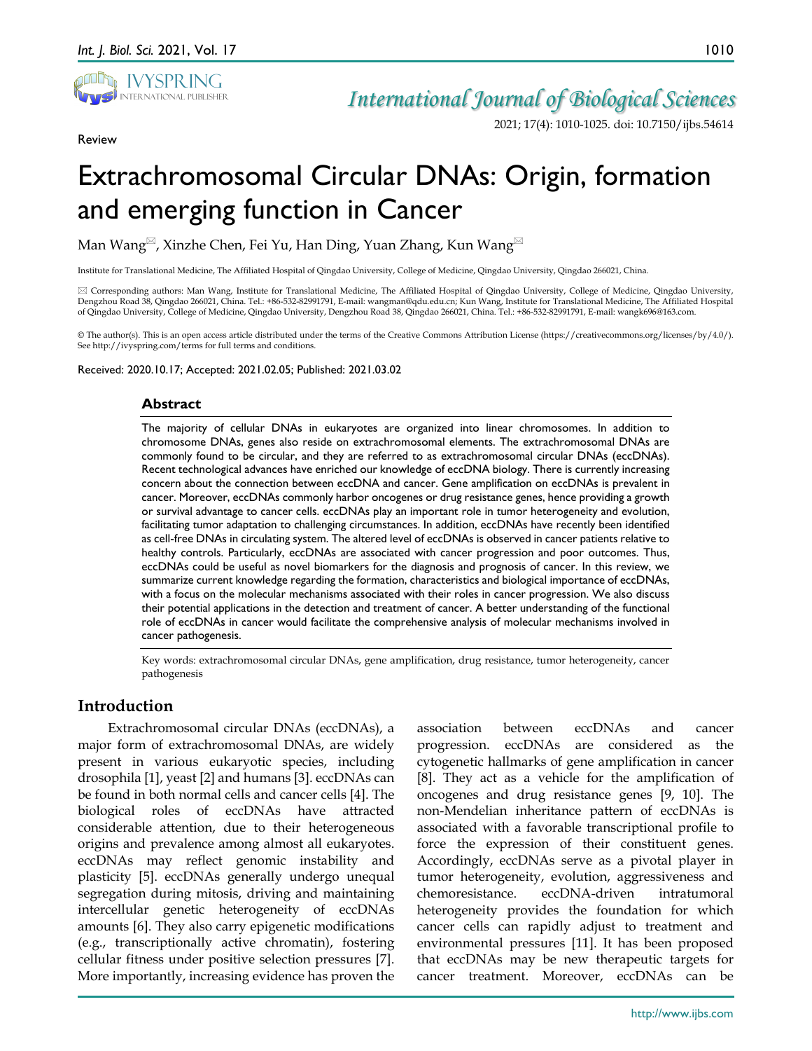Review

# Extrachromosomal Circular DNAs: Origin, formation and emerging function in Cancer

Man Wang✉, Xinzhe Chen, Fei Yu, Han Ding, Yuan Zhang, Kun Wang✉

Institute for Translational Medicine, The Affiliated Hospital of Qingdao University, College of Medicine, Qingdao University, Qingdao 266021, China.

✉ Corresponding authors: Man Wang, Institute for Translational Medicine, The Affiliated Hospital of Qingdao University, College of Medicine, Qingdao University, Dengzhou Road 38, Qingdao 266021, China. Tel.: +86-532-82991791, E-mail: wangman@qdu.edu.cn; Kun Wang, Institute for Translational Medicine, The Affiliated Hospital of Qingdao University, College of Medicine, Qingdao University, Dengzhou Road 38, Qingdao 266021, China. Tel.: +86-532-82991791, E-mail: wangk696@163.com.

© The author(s). This is an open access article distributed under the terms of the Creative Commons Attribution License (https://creativecommons.org/licenses/by/4.0/). See http://ivyspring.com/terms for full terms and conditions.

Received: 2020.10.17; Accepted: 2021.02.05; Published: 2021.03.02

## Abstract

The majority of cellular DNAs in eukaryotes are organized into linear chromosomes. In addition to chromosome DNAs, genes also reside on extrachromosomal elements. The extrachromosomal DNAs are commonly found to be circular, and they are referred to as extrachromosomal circular DNAs (eccDNAs). Recent technological advances have enriched our knowledge of eccDNA biology. There is currently increasing concern about the connection between eccDNA and cancer. Gene amplification on eccDNAs is prevalent in cancer. Moreover, eccDNAs commonly harbor oncogenes or drug resistance genes, hence providing a growth or survival advantage to cancer cells. eccDNAs play an important role in tumor heterogeneity and evolution, facilitating tumor adaptation to challenging circumstances. In addition, eccDNAs have recently been identified as cell-free DNAs in circulating system. The altered level of eccDNAs is observed in cancer patients relative to healthy controls. Particularly, eccDNAs are associated with cancer progression and poor outcomes. Thus, eccDNAs could be useful as novel biomarkers for the diagnosis and prognosis of cancer. In this review, we summarize current knowledge regarding the formation, characteristics and biological importance of eccDNAs, with a focus on the molecular mechanisms associated with their roles in cancer progression. We also discuss their potential applications in the detection and treatment of cancer. A better understanding of the functional role of eccDNAs in cancer would facilitate the comprehensive analysis of molecular mechanisms involved in cancer pathogenesis.

Key words: extrachromosomal circular DNAs, gene amplification, drug resistance, tumor heterogeneity, cancer pathogenesis

## Introduction

Extrachromosomal circular DNAs (eccDNAs), a major form of extrachromosomal DNAs, are widely present in various eukaryotic species, including drosophila [1], yeast [2] and humans [3]. eccDNAs can be found in both normal cells and cancer cells [4]. The biological roles of eccDNAs have attracted considerable attention, due to their heterogeneous origins and prevalence among almost all eukaryotes. eccDNAs may reflect genomic instability and plasticity [5]. eccDNAs generally undergo unequal segregation during mitosis, driving and maintaining intercellular genetic heterogeneity of eccDNAs amounts [6]. They also carry epigenetic modifications (e.g., transcriptionally active chromatin), fostering cellular fitness under positive selection pressures [7]. More importantly, increasing evidence has proven the association between eccDNAs and cancer progression. eccDNAs are considered as the cytogenetic hallmarks of gene amplification in cancer [8]. They act as a vehicle for the amplification of oncogenes and drug resistance genes [9, 10]. The non-Mendelian inheritance pattern of eccDNAs is associated with a favorable transcriptional profile to force the expression of their constituent genes. Accordingly, eccDNAs serve as a pivotal player in tumor heterogeneity, evolution, aggressiveness and chemoresistance. eccDNA-driven intratumoral heterogeneity provides the foundation for which cancer cells can rapidly adjust to treatment and environmental pressures [11]. It has been proposed that eccDNAs may be new therapeutic targets for cancer treatment. Moreover, eccDNAs can be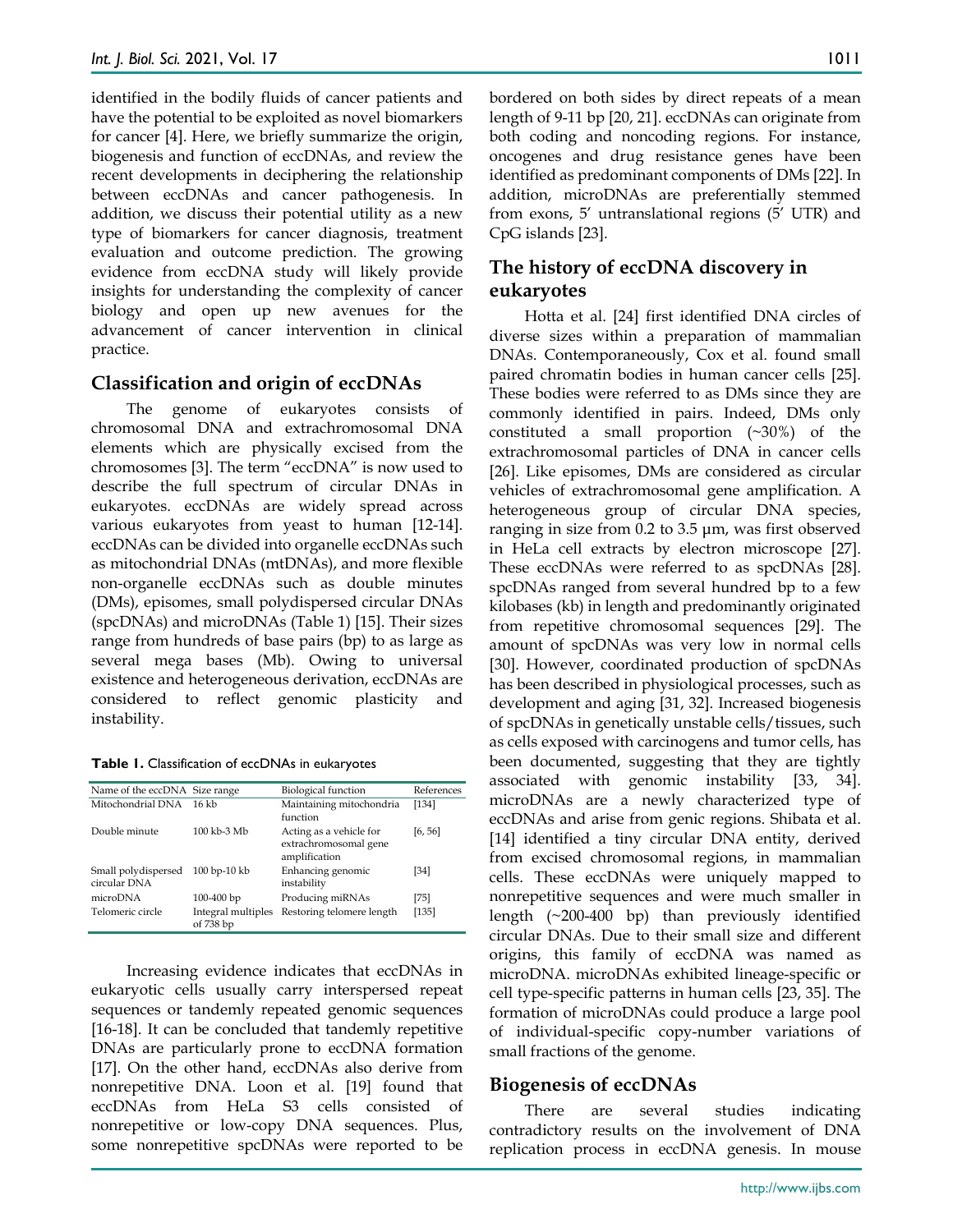identified in the bodily fluids of cancer patients and have the potential to be exploited as novel biomarkers for cancer [4]. Here, we briefly summarize the origin, biogenesis and function of eccDNAs, and review the recent developments in deciphering the relationship between eccDNAs and cancer pathogenesis. In addition, we discuss their potential utility as a new type of biomarkers for cancer diagnosis, treatment evaluation and outcome prediction. The growing evidence from eccDNA study will likely provide insights for understanding the complexity of cancer biology and open up new avenues for the advancement of cancer intervention in clinical practice.

## Classification and origin of eccDNAs

The genome of eukaryotes consists of chromosomal DNA and extrachromosomal DNA elements which are physically excised from the chromosomes [3]. The term "eccDNA" is now used to describe the full spectrum of circular DNAs in eukaryotes. eccDNAs are widely spread across various eukaryotes from yeast to human [12-14]. eccDNAs can be divided into organelle eccDNAs such as mitochondrial DNAs (mtDNAs), and more flexible non-organelle eccDNAs such as double minutes (DMs), episomes, small polydispersed circular DNAs (spcDNAs) and microDNAs (Table 1) [15]. Their sizes range from hundreds of base pairs (bp) to as large as several mega bases (Mb). Owing to universal existence and heterogeneous derivation, eccDNAs are considered to reflect genomic plasticity and instability.

**Table 1.** Classification of eccDNAs in eukaryotes

| Name of the eccDNA | Size range | Biological function | References |
|---|---|---|---|
| Mitochondrial DNA | 16 kb | Maintaining mitochondria function | [134] |
| Double minute | 100 kb-3 Mb | Acting as a vehicle for extrachromosomal gene amplification | [6, 56] |
| Small polydispersed circular DNA | 100 bp-10 kb | Enhancing genomic instability | [34] |
| microDNA | 100-400 bp | Producing miRNAs | [75] |
| Telomeric circle | Integral multiples of 738 bp | Restoring telomere length | [135] |

Increasing evidence indicates that eccDNAs in eukaryotic cells usually carry interspersed repeat sequences or tandemly repeated genomic sequences [16-18]. It can be concluded that tandemly repetitive DNAs are particularly prone to eccDNA formation [17]. On the other hand, eccDNAs also derive from nonrepetitive DNA. Loon et al. [19] found that eccDNAs from HeLa S3 cells consisted of nonrepetitive or low-copy DNA sequences. Plus, some nonrepetitive spcDNAs were reported to be bordered on both sides by direct repeats of a mean length of 9-11 bp [20, 21]. eccDNAs can originate from both coding and noncoding regions. For instance, oncogenes and drug resistance genes have been identified as predominant components of DMs [22]. In addition, microDNAs are preferentially stemmed from exons, 5′ untranslational regions (5′ UTR) and CpG islands [23].

## The history of eccDNA discovery in eukaryotes

Hotta et al. [24] first identified DNA circles of diverse sizes within a preparation of mammalian DNAs. Contemporaneously, Cox et al. found small paired chromatin bodies in human cancer cells [25]. These bodies were referred to as DMs since they are commonly identified in pairs. Indeed, DMs only constituted a small proportion (~30%) of the extrachromosomal particles of DNA in cancer cells [26]. Like episomes, DMs are considered as circular vehicles of extrachromosomal gene amplification. A heterogeneous group of circular DNA species, ranging in size from 0.2 to 3.5 μm, was first observed in HeLa cell extracts by electron microscope [27]. These eccDNAs were referred to as spcDNAs [28]. spcDNAs ranged from several hundred bp to a few kilobases (kb) in length and predominantly originated from repetitive chromosomal sequences [29]. The amount of spcDNAs was very low in normal cells [30]. However, coordinated production of spcDNAs has been described in physiological processes, such as development and aging [31, 32]. Increased biogenesis of spcDNAs in genetically unstable cells/tissues, such as cells exposed with carcinogens and tumor cells, has been documented, suggesting that they are tightly associated with genomic instability [33, 34]. microDNAs are a newly characterized type of eccDNAs and arise from genic regions. Shibata et al. [14] identified a tiny circular DNA entity, derived from excised chromosomal regions, in mammalian cells. These eccDNAs were uniquely mapped to nonrepetitive sequences and were much smaller in length (~200-400 bp) than previously identified circular DNAs. Due to their small size and different origins, this family of eccDNA was named as microDNA. microDNAs exhibited lineage-specific or cell type-specific patterns in human cells [23, 35]. The formation of microDNAs could produce a large pool of individual-specific copy-number variations of small fractions of the genome.

## Biogenesis of eccDNAs

There are several studies indicating contradictory results on the involvement of DNA replication process in eccDNA genesis. In mouse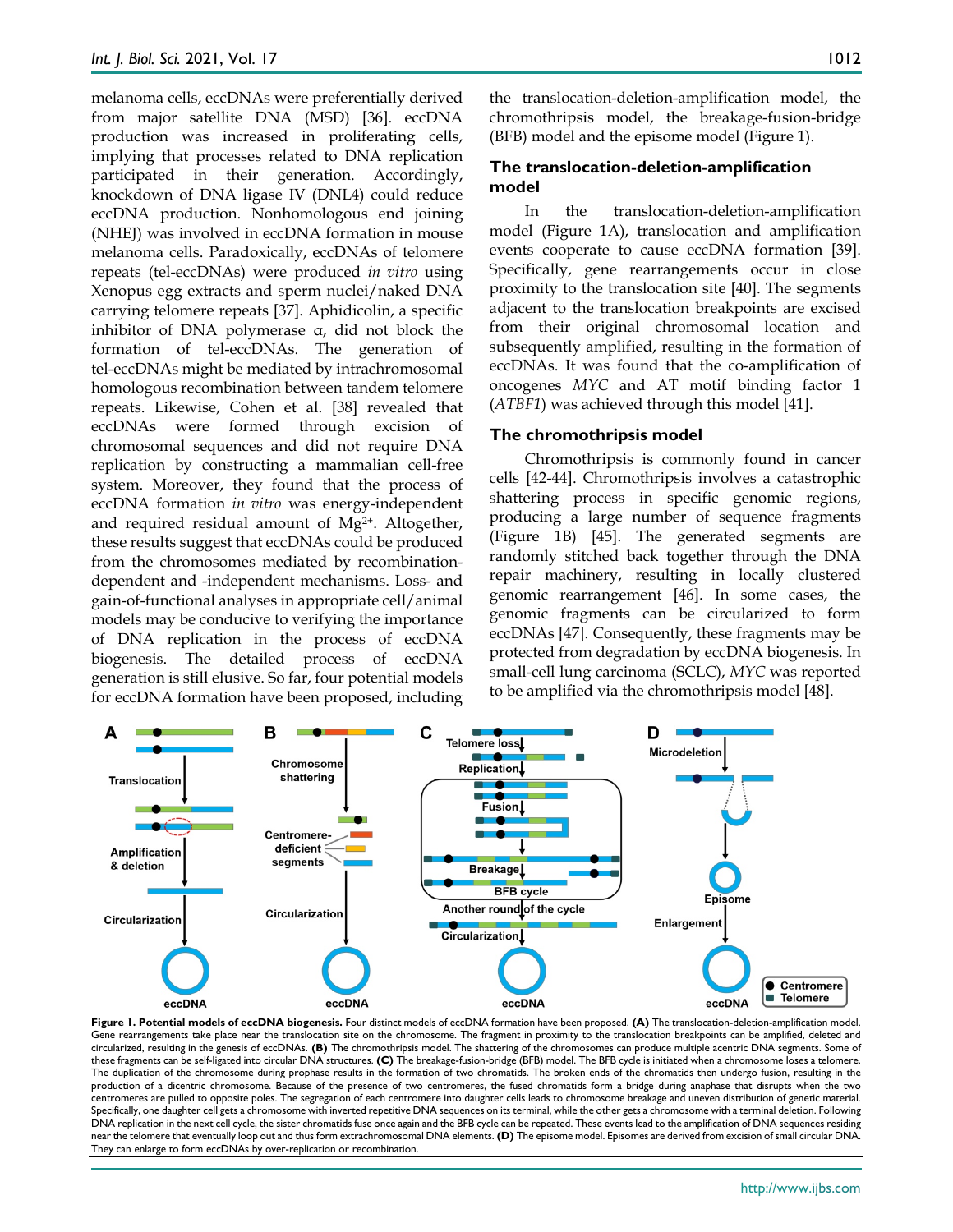melanoma cells, eccDNAs were preferentially derived from major satellite DNA (MSD) [36]. eccDNA production was increased in proliferating cells, implying that processes related to DNA replication participated in their generation. Accordingly, knockdown of DNA ligase IV (DNL4) could reduce eccDNA production. Nonhomologous end joining (NHEJ) was involved in eccDNA formation in mouse melanoma cells. Paradoxically, eccDNAs of telomere repeats (tel-eccDNAs) were produced *in vitro* using Xenopus egg extracts and sperm nuclei/naked DNA carrying telomere repeats [37]. Aphidicolin, a specific inhibitor of DNA polymerase α, did not block the formation of tel-eccDNAs. The generation of tel-eccDNAs might be mediated by intrachromosomal homologous recombination between tandem telomere repeats. Likewise, Cohen et al. [38] revealed that eccDNAs were formed through excision of chromosomal sequences and did not require DNA replication by constructing a mammalian cell-free system. Moreover, they found that the process of eccDNA formation *in vitro* was energy-independent and required residual amount of $Mg^{2+}$. Altogether, these results suggest that eccDNAs could be produced from the chromosomes mediated by recombination-dependent and -independent mechanisms. Loss- and gain-of-functional analyses in appropriate cell/animal models may be conducive to verifying the importance of DNA replication in the process of eccDNA biogenesis. The detailed process of eccDNA generation is still elusive. So far, four potential models for eccDNA formation have been proposed, including the translocation-deletion-amplification model, the chromothripsis model, the breakage-fusion-bridge (BFB) model and the episome model (Figure 1).

### The translocation-deletion-amplification model

In the translocation-deletion-amplification model (Figure 1A), translocation and amplification events cooperate to cause eccDNA formation [39]. Specifically, gene rearrangements occur in close proximity to the translocation site [40]. The segments adjacent to the translocation breakpoints are excised from their original chromosomal location and subsequently amplified, resulting in the formation of eccDNAs. It was found that the co-amplification of oncogenes *MYC* and AT motif binding factor 1 (*ATBF1*) was achieved through this model [41].

### The chromothripsis model

Chromothripsis is commonly found in cancer cells [42-44]. Chromothripsis involves a catastrophic shattering process in specific genomic regions, producing a large number of sequence fragments (Figure 1B) [45]. The generated segments are randomly stitched back together through the DNA repair machinery, resulting in locally clustered genomic rearrangement [46]. In some cases, the genomic fragments can be circularized to form eccDNAs [47]. Consequently, these fragments may be protected from degradation by eccDNA biogenesis. In small-cell lung carcinoma (SCLC), *MYC* was reported to be amplified via the chromothripsis model [48].

**Figure 1. Potential models of eccDNA biogenesis.** Four distinct models of eccDNA formation have been proposed. **(A)** The translocation-deletion-amplification model. Gene rearrangements take place near the translocation site on the chromosome. The fragment in proximity to the translocation breakpoints can be amplified, deleted and circularized, resulting in the genesis of eccDNAs. **(B)** The chromothripsis model. The shattering of the chromosomes can produce multiple acentric DNA segments. Some of these fragments can be self-ligated into circular DNA structures. **(C)** The breakage-fusion-bridge (BFB) model. The BFB cycle is initiated when a chromosome loses a telomere. The duplication of the chromosome during prophase results in the formation of two chromatids. The broken ends of the chromatids then undergo fusion, resulting in the production of a dicentric chromosome. Because of the presence of two centromeres, the fused chromatids form a bridge during anaphase that disrupts when the two centromeres are pulled to opposite poles. The segregation of each centromere into daughter cells leads to chromosome breakage and uneven distribution of genetic material. Specifically, one daughter cell gets a chromosome with inverted repetitive DNA sequences on its terminal, while the other gets a chromosome with a terminal deletion. Following DNA replication in the next cell cycle, the sister chromatids fuse once again and the BFB cycle can be repeated. These events lead to the amplification of DNA sequences residing near the telomere that eventually loop out and thus form extrachromosomal DNA elements. **(D)** The episome model. Episomes are derived from excision of small circular DNA. They can enlarge to form eccDNAs by over-replication or recombination.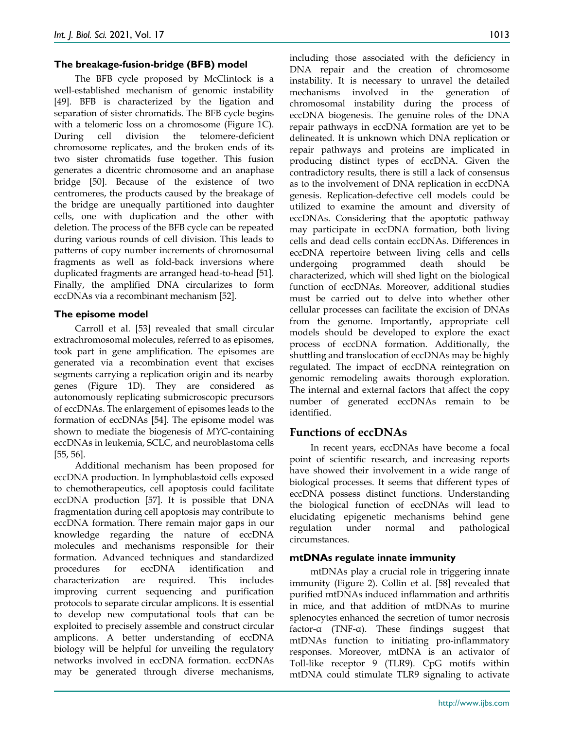### The breakage-fusion-bridge (BFB) model

The BFB cycle proposed by McClintock is a well-established mechanism of genomic instability [49]. BFB is characterized by the ligation and separation of sister chromatids. The BFB cycle begins with a telomeric loss on a chromosome (Figure 1C). During cell division the telomere-deficient chromosome replicates, and the broken ends of its two sister chromatids fuse together. This fusion generates a dicentric chromosome and an anaphase bridge [50]. Because of the existence of two centromeres, the products caused by the breakage of the bridge are unequally partitioned into daughter cells, one with duplication and the other with deletion. The process of the BFB cycle can be repeated during various rounds of cell division. This leads to patterns of copy number increments of chromosomal fragments as well as fold-back inversions where duplicated fragments are arranged head-to-head [51]. Finally, the amplified DNA circularizes to form eccDNAs via a recombinant mechanism [52].

### The episome model

Carroll et al. [53] revealed that small circular extrachromosomal molecules, referred to as episomes, took part in gene amplification. The episomes are generated via a recombination event that excises segments carrying a replication origin and its nearby genes (Figure 1D). They are considered as autonomously replicating submicroscopic precursors of eccDNAs. The enlargement of episomes leads to the formation of eccDNAs [54]. The episome model was shown to mediate the biogenesis of *MYC*-containing eccDNAs in leukemia, SCLC, and neuroblastoma cells [55, 56].

Additional mechanism has been proposed for eccDNA production. In lymphoblastoid cells exposed to chemotherapeutics, cell apoptosis could facilitate eccDNA production [57]. It is possible that DNA fragmentation during cell apoptosis may contribute to eccDNA formation. There remain major gaps in our knowledge regarding the nature of eccDNA molecules and mechanisms responsible for their formation. Advanced techniques and standardized procedures for eccDNA identification and characterization are required. This includes improving current sequencing and purification protocols to separate circular amplicons. It is essential to develop new computational tools that can be exploited to precisely assemble and construct circular amplicons. A better understanding of eccDNA biology will be helpful for unveiling the regulatory networks involved in eccDNA formation. eccDNAs may be generated through diverse mechanisms, including those associated with the deficiency in DNA repair and the creation of chromosome instability. It is necessary to unravel the detailed mechanisms involved in the generation of chromosomal instability during the process of eccDNA biogenesis. The genuine roles of the DNA repair pathways in eccDNA formation are yet to be delineated. It is unknown which DNA replication or repair pathways and proteins are implicated in producing distinct types of eccDNA. Given the contradictory results, there is still a lack of consensus as to the involvement of DNA replication in eccDNA genesis. Replication-defective cell models could be utilized to examine the amount and diversity of eccDNAs. Considering that the apoptotic pathway may participate in eccDNA formation, both living cells and dead cells contain eccDNAs. Differences in eccDNA repertoire between living cells and cells undergoing programmed death should be characterized, which will shed light on the biological function of eccDNAs. Moreover, additional studies must be carried out to delve into whether other cellular processes can facilitate the excision of DNAs from the genome. Importantly, appropriate cell models should be developed to explore the exact process of eccDNA formation. Additionally, the shuttling and translocation of eccDNAs may be highly regulated. The impact of eccDNA reintegration on genomic remodeling awaits thorough exploration. The internal and external factors that affect the copy number of generated eccDNAs remain to be identified.

## Functions of eccDNAs

In recent years, eccDNAs have become a focal point of scientific research, and increasing reports have showed their involvement in a wide range of biological processes. It seems that different types of eccDNA possess distinct functions. Understanding the biological function of eccDNAs will lead to elucidating epigenetic mechanisms behind gene regulation under normal and pathological circumstances.

### mtDNAs regulate innate immunity

mtDNAs play a crucial role in triggering innate immunity (Figure 2). Collin et al. [58] revealed that purified mtDNAs induced inflammation and arthritis in mice, and that addition of mtDNAs to murine splenocytes enhanced the secretion of tumor necrosis factor-α (TNF-α). These findings suggest that mtDNAs function to initiating pro-inflammatory responses. Moreover, mtDNA is an activator of Toll-like receptor 9 (TLR9). CpG motifs within mtDNA could stimulate TLR9 signaling to activate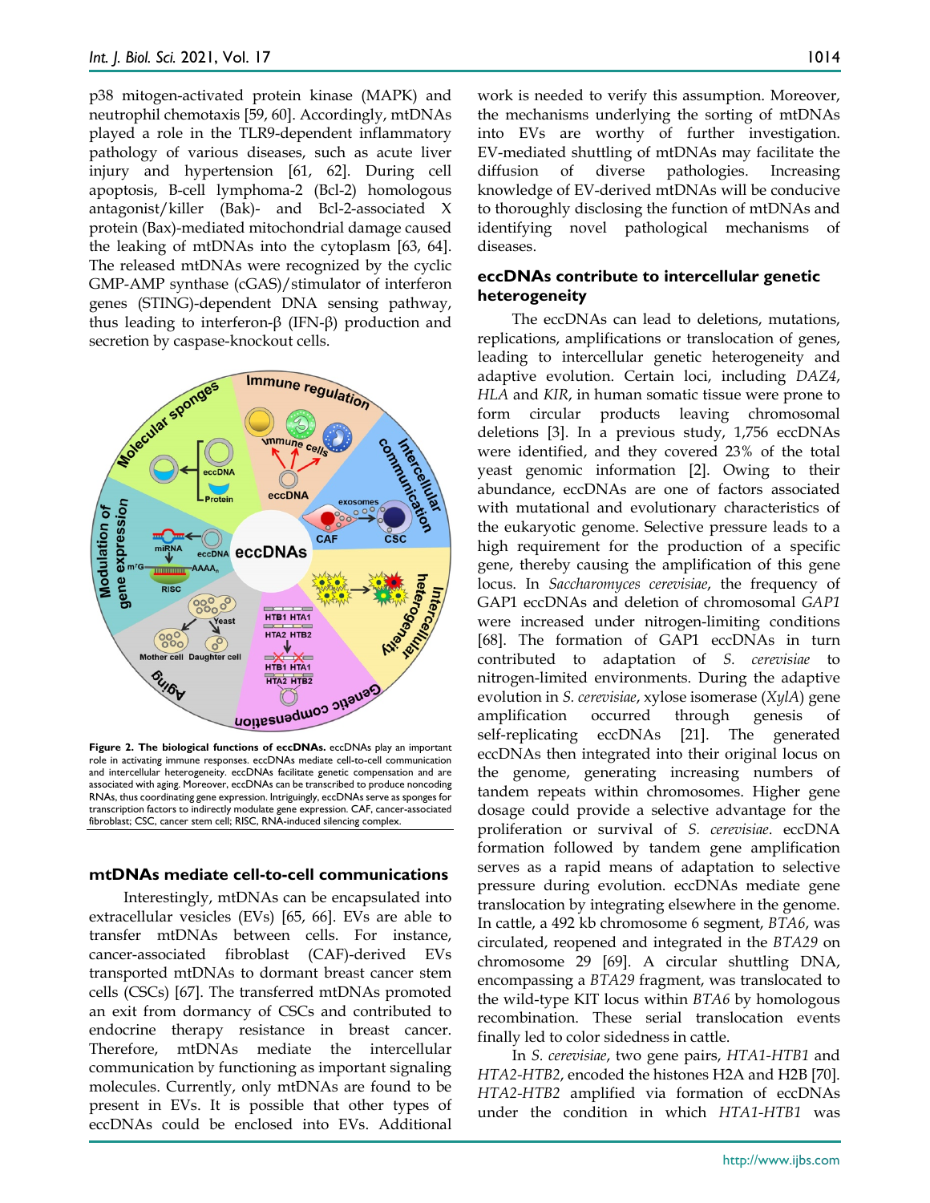p38 mitogen-activated protein kinase (MAPK) and neutrophil chemotaxis [59, 60]. Accordingly, mtDNAs played a role in the TLR9-dependent inflammatory pathology of various diseases, such as acute liver injury and hypertension [61, 62]. During cell apoptosis, B-cell lymphoma-2 (Bcl-2) homologous antagonist/killer (Bak)- and Bcl-2-associated X protein (Bax)-mediated mitochondrial damage caused the leaking of mtDNAs into the cytoplasm [63, 64]. The released mtDNAs were recognized by the cyclic GMP-AMP synthase (cGAS)/stimulator of interferon genes (STING)-dependent DNA sensing pathway, thus leading to interferon-β (IFN-β) production and secretion by caspase-knockout cells.

**Figure 2. The biological functions of eccDNAs.** eccDNAs play an important role in activating immune responses. eccDNAs mediate cell-to-cell communication and intercellular heterogeneity. eccDNAs facilitate genetic compensation and are associated with aging. Moreover, eccDNAs can be transcribed to produce noncoding RNAs, thus coordinating gene expression. Intriguingly, eccDNAs serve as sponges for transcription factors to indirectly modulate gene expression. CAF, cancer-associated fibroblast; CSC, cancer stem cell; RISC, RNA-induced silencing complex.

## mtDNAs mediate cell-to-cell communications

Interestingly, mtDNAs can be encapsulated into extracellular vesicles (EVs) [65, 66]. EVs are able to transfer mtDNAs between cells. For instance, cancer-associated fibroblast (CAF)-derived EVs transported mtDNAs to dormant breast cancer stem cells (CSCs) [67]. The transferred mtDNAs promoted an exit from dormancy of CSCs and contributed to endocrine therapy resistance in breast cancer. Therefore, mtDNAs mediate the intercellular communication by functioning as important signaling molecules. Currently, only mtDNAs are found to be present in EVs. It is possible that other types of eccDNAs could be enclosed into EVs. Additional work is needed to verify this assumption. Moreover, the mechanisms underlying the sorting of mtDNAs into EVs are worthy of further investigation. EV-mediated shuttling of mtDNAs may facilitate the diffusion of diverse pathologies. Increasing knowledge of EV-derived mtDNAs will be conducive to thoroughly disclosing the function of mtDNAs and identifying novel pathological mechanisms of diseases.

## eccDNAs contribute to intercellular genetic heterogeneity

The eccDNAs can lead to deletions, mutations, replications, amplifications or translocation of genes, leading to intercellular genetic heterogeneity and adaptive evolution. Certain loci, including *DAZ4*, *HLA* and *KIR*, in human somatic tissue were prone to form circular products leaving chromosomal deletions [3]. In a previous study, 1,756 eccDNAs were identified, and they covered 23% of the total yeast genomic information [2]. Owing to their abundance, eccDNAs are one of factors associated with mutational and evolutionary characteristics of the eukaryotic genome. Selective pressure leads to a high requirement for the production of a specific gene, thereby causing the amplification of this gene locus. In *Saccharomyces cerevisiae*, the frequency of GAP1 eccDNAs and deletion of chromosomal *GAP1* were increased under nitrogen-limiting conditions [68]. The formation of GAP1 eccDNAs in turn contributed to adaptation of *S. cerevisiae* to nitrogen-limited environments. During the adaptive evolution in *S. cerevisiae*, xylose isomerase (*XylA*) gene amplification occurred through genesis of self-replicating eccDNAs [21]. The generated eccDNAs then integrated into their original locus on the genome, generating increasing numbers of tandem repeats within chromosomes. Higher gene dosage could provide a selective advantage for the proliferation or survival of *S. cerevisiae*. eccDNA formation followed by tandem gene amplification serves as a rapid means of adaptation to selective pressure during evolution. eccDNAs mediate gene translocation by integrating elsewhere in the genome. In cattle, a 492 kb chromosome 6 segment, *BTA6*, was circulated, reopened and integrated in the *BTA29* on chromosome 29 [69]. A circular shuttling DNA, encompassing a *BTA29* fragment, was translocated to the wild-type KIT locus within *BTA6* by homologous recombination. These serial translocation events finally led to color sidedness in cattle.

In *S. cerevisiae*, two gene pairs, *HTA1-HTB1* and *HTA2-HTB2*, encoded the histones H2A and H2B [70]. *HTA2-HTB2* amplified via formation of eccDNAs under the condition in which *HTA1-HTB1* was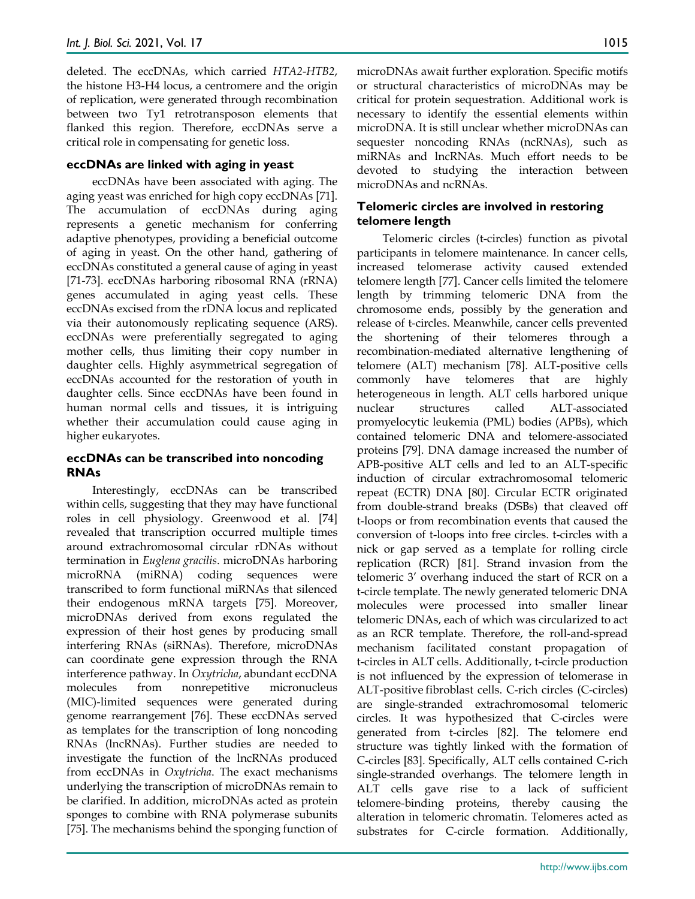deleted. The eccDNAs, which carried *HTA2-HTB2*, the histone H3-H4 locus, a centromere and the origin of replication, were generated through recombination between two Ty1 retrotransposon elements that flanked this region. Therefore, eccDNAs serve a critical role in compensating for genetic loss.

### eccDNAs are linked with aging in yeast

eccDNAs have been associated with aging. The aging yeast was enriched for high copy eccDNAs [71]. The accumulation of eccDNAs during aging represents a genetic mechanism for conferring adaptive phenotypes, providing a beneficial outcome of aging in yeast. On the other hand, gathering of eccDNAs constituted a general cause of aging in yeast [71-73]. eccDNAs harboring ribosomal RNA (rRNA) genes accumulated in aging yeast cells. These eccDNAs excised from the rDNA locus and replicated via their autonomously replicating sequence (ARS). eccDNAs were preferentially segregated to aging mother cells, thus limiting their copy number in daughter cells. Highly asymmetrical segregation of eccDNAs accounted for the restoration of youth in daughter cells. Since eccDNAs have been found in human normal cells and tissues, it is intriguing whether their accumulation could cause aging in higher eukaryotes.

### eccDNAs can be transcribed into noncoding RNAs

Interestingly, eccDNAs can be transcribed within cells, suggesting that they may have functional roles in cell physiology. Greenwood et al. [74] revealed that transcription occurred multiple times around extrachromosomal circular rDNAs without termination in *Euglena gracilis*. microDNAs harboring microRNA (miRNA) coding sequences were transcribed to form functional miRNAs that silenced their endogenous mRNA targets [75]. Moreover, microDNAs derived from exons regulated the expression of their host genes by producing small interfering RNAs (siRNAs). Therefore, microDNAs can coordinate gene expression through the RNA interference pathway. In *Oxytricha*, abundant eccDNA molecules from nonrepetitive micronucleus (MIC)-limited sequences were generated during genome rearrangement [76]. These eccDNAs served as templates for the transcription of long noncoding RNAs (lncRNAs). Further studies are needed to investigate the function of the lncRNAs produced from eccDNAs in *Oxytricha*. The exact mechanisms underlying the transcription of microDNAs remain to be clarified. In addition, microDNAs acted as protein sponges to combine with RNA polymerase subunits [75]. The mechanisms behind the sponging function of microDNAs await further exploration. Specific motifs or structural characteristics of microDNAs may be critical for protein sequestration. Additional work is necessary to identify the essential elements within microDNA. It is still unclear whether microDNAs can sequester noncoding RNAs (ncRNAs), such as miRNAs and lncRNAs. Much effort needs to be devoted to studying the interaction between microDNAs and ncRNAs.

### Telomeric circles are involved in restoring telomere length

Telomeric circles (t-circles) function as pivotal participants in telomere maintenance. In cancer cells, increased telomerase activity caused extended telomere length [77]. Cancer cells limited the telomere length by trimming telomeric DNA from the chromosome ends, possibly by the generation and release of t-circles. Meanwhile, cancer cells prevented the shortening of their telomeres through a recombination-mediated alternative lengthening of telomere (ALT) mechanism [78]. ALT-positive cells commonly have telomeres that are highly heterogeneous in length. ALT cells harbored unique nuclear structures called ALT-associated promyelocytic leukemia (PML) bodies (APBs), which contained telomeric DNA and telomere-associated proteins [79]. DNA damage increased the number of APB-positive ALT cells and led to an ALT-specific induction of circular extrachromosomal telomeric repeat (ECTR) DNA [80]. Circular ECTR originated from double-strand breaks (DSBs) that cleaved off t-loops or from recombination events that caused the conversion of t-loops into free circles. t-circles with a nick or gap served as a template for rolling circle replication (RCR) [81]. Strand invasion from the telomeric 3' overhang induced the start of RCR on a t-circle template. The newly generated telomeric DNA molecules were processed into smaller linear telomeric DNAs, each of which was circularized to act as an RCR template. Therefore, the roll-and-spread mechanism facilitated constant propagation of t-circles in ALT cells. Additionally, t-circle production is not influenced by the expression of telomerase in ALT-positive fibroblast cells. C-rich circles (C-circles) are single-stranded extrachromosomal telomeric circles. It was hypothesized that C-circles were generated from t-circles [82]. The telomere end structure was tightly linked with the formation of C-circles [83]. Specifically, ALT cells contained C-rich single-stranded overhangs. The telomere length in ALT cells gave rise to a lack of sufficient telomere-binding proteins, thereby causing the alteration in telomeric chromatin. Telomeres acted as substrates for C-circle formation. Additionally,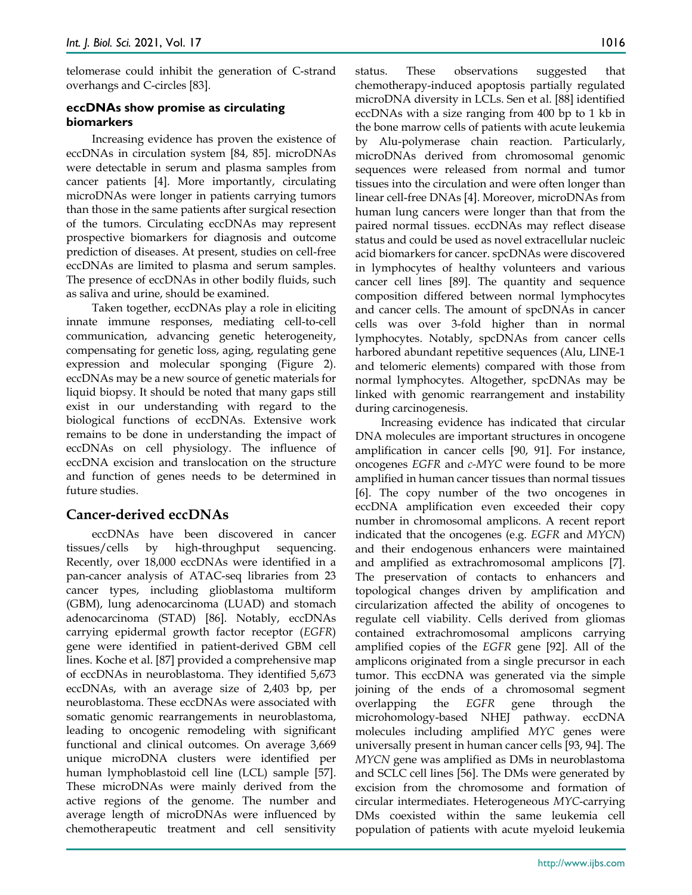telomerase could inhibit the generation of C-strand overhangs and C-circles [83].

### eccDNAs show promise as circulating biomarkers

Increasing evidence has proven the existence of eccDNAs in circulation system [84, 85]. microDNAs were detectable in serum and plasma samples from cancer patients [4]. More importantly, circulating microDNAs were longer in patients carrying tumors than those in the same patients after surgical resection of the tumors. Circulating eccDNAs may represent prospective biomarkers for diagnosis and outcome prediction of diseases. At present, studies on cell-free eccDNAs are limited to plasma and serum samples. The presence of eccDNAs in other bodily fluids, such as saliva and urine, should be examined.

Taken together, eccDNAs play a role in eliciting innate immune responses, mediating cell-to-cell communication, advancing genetic heterogeneity, compensating for genetic loss, aging, regulating gene expression and molecular sponging (Figure 2). eccDNAs may be a new source of genetic materials for liquid biopsy. It should be noted that many gaps still exist in our understanding with regard to the biological functions of eccDNAs. Extensive work remains to be done in understanding the impact of eccDNAs on cell physiology. The influence of eccDNA excision and translocation on the structure and function of genes needs to be determined in future studies.

## Cancer-derived eccDNAs

eccDNAs have been discovered in cancer tissues/cells by high-throughput sequencing. Recently, over 18,000 eccDNAs were identified in a pan-cancer analysis of ATAC-seq libraries from 23 cancer types, including glioblastoma multiform (GBM), lung adenocarcinoma (LUAD) and stomach adenocarcinoma (STAD) [86]. Notably, eccDNAs carrying epidermal growth factor receptor (*EGFR*) gene were identified in patient-derived GBM cell lines. Koche et al. [87] provided a comprehensive map of eccDNAs in neuroblastoma. They identified 5,673 eccDNAs, with an average size of 2,403 bp, per neuroblastoma. These eccDNAs were associated with somatic genomic rearrangements in neuroblastoma, leading to oncogenic remodeling with significant functional and clinical outcomes. On average 3,669 unique microDNA clusters were identified per human lymphoblastoid cell line (LCL) sample [57]. These microDNAs were mainly derived from the active regions of the genome. The number and average length of microDNAs were influenced by chemotherapeutic treatment and cell sensitivity status. These observations suggested that chemotherapy-induced apoptosis partially regulated microDNA diversity in LCLs. Sen et al. [88] identified eccDNAs with a size ranging from 400 bp to 1 kb in the bone marrow cells of patients with acute leukemia by Alu-polymerase chain reaction. Particularly, microDNAs derived from chromosomal genomic sequences were released from normal and tumor tissues into the circulation and were often longer than linear cell-free DNAs [4]. Moreover, microDNAs from human lung cancers were longer than that from the paired normal tissues. eccDNAs may reflect disease status and could be used as novel extracellular nucleic acid biomarkers for cancer. spcDNAs were discovered in lymphocytes of healthy volunteers and various cancer cell lines [89]. The quantity and sequence composition differed between normal lymphocytes and cancer cells. The amount of spcDNAs in cancer cells was over 3-fold higher than in normal lymphocytes. Notably, spcDNAs from cancer cells harbored abundant repetitive sequences (Alu, LINE-1 and telomeric elements) compared with those from normal lymphocytes. Altogether, spcDNAs may be linked with genomic rearrangement and instability during carcinogenesis.

Increasing evidence has indicated that circular DNA molecules are important structures in oncogene amplification in cancer cells [90, 91]. For instance, oncogenes *EGFR* and *c-MYC* were found to be more amplified in human cancer tissues than normal tissues [6]. The copy number of the two oncogenes in eccDNA amplification even exceeded their copy number in chromosomal amplicons. A recent report indicated that the oncogenes (e.g. *EGFR* and *MYCN*) and their endogenous enhancers were maintained and amplified as extrachromosomal amplicons [7]. The preservation of contacts to enhancers and topological changes driven by amplification and circularization affected the ability of oncogenes to regulate cell viability. Cells derived from gliomas contained extrachromosomal amplicons carrying amplified copies of the *EGFR* gene [92]. All of the amplicons originated from a single precursor in each tumor. This eccDNA was generated via the simple joining of the ends of a chromosomal segment overlapping the *EGFR* gene through the microhomology-based NHEJ pathway. eccDNA molecules including amplified *MYC* genes were universally present in human cancer cells [93, 94]. The *MYCN* gene was amplified as DMs in neuroblastoma and SCLC cell lines [56]. The DMs were generated by excision from the chromosome and formation of circular intermediates. Heterogeneous *MYC*-carrying DMs coexisted within the same leukemia cell population of patients with acute myeloid leukemia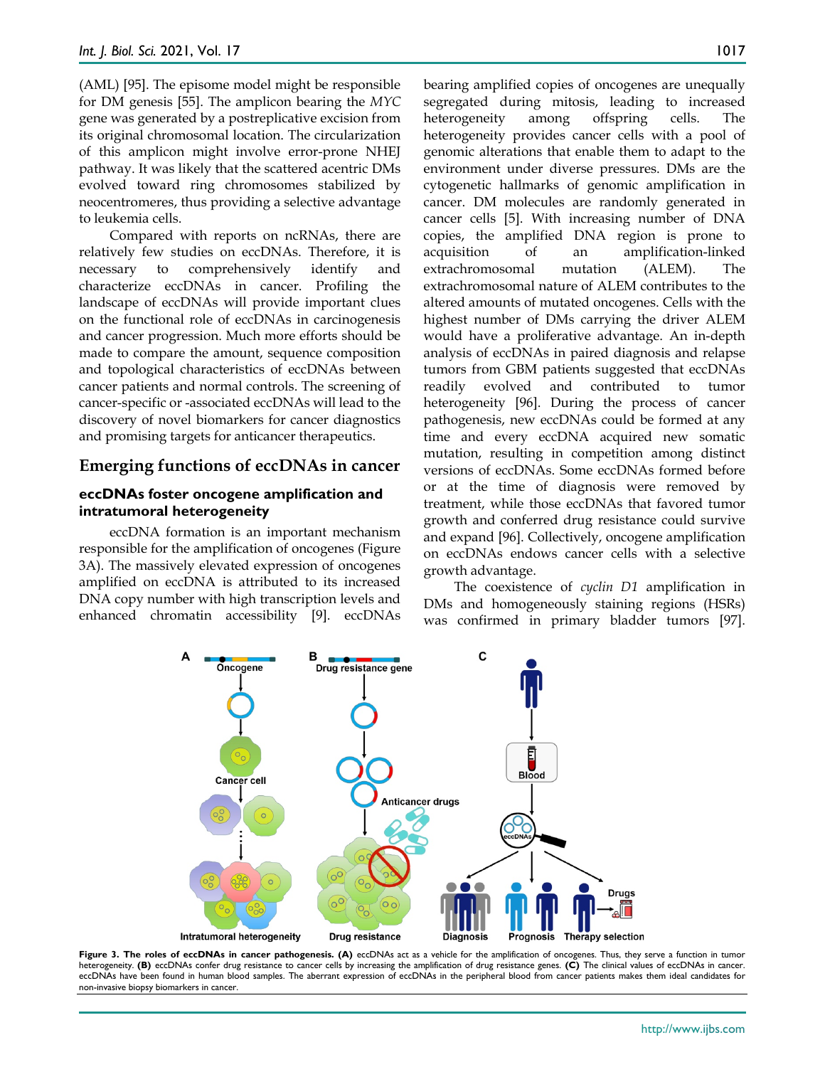(AML) [95]. The episome model might be responsible for DM genesis [55]. The amplicon bearing the *MYC* gene was generated by a postreplicative excision from its original chromosomal location. The circularization of this amplicon might involve error-prone NHEJ pathway. It was likely that the scattered acentric DMs evolved toward ring chromosomes stabilized by neocentromeres, thus providing a selective advantage to leukemia cells.

Compared with reports on ncRNAs, there are relatively few studies on eccDNAs. Therefore, it is necessary to comprehensively identify and characterize eccDNAs in cancer. Profiling the landscape of eccDNAs will provide important clues on the functional role of eccDNAs in carcinogenesis and cancer progression. Much more efforts should be made to compare the amount, sequence composition and topological characteristics of eccDNAs between cancer patients and normal controls. The screening of cancer-specific or -associated eccDNAs will lead to the discovery of novel biomarkers for cancer diagnostics and promising targets for anticancer therapeutics.

## Emerging functions of eccDNAs in cancer

### eccDNAs foster oncogene amplification and intratumoral heterogeneity

eccDNA formation is an important mechanism responsible for the amplification of oncogenes (Figure 3A). The massively elevated expression of oncogenes amplified on eccDNA is attributed to its increased DNA copy number with high transcription levels and enhanced chromatin accessibility [9]. eccDNAs bearing amplified copies of oncogenes are unequally segregated during mitosis, leading to increased heterogeneity among offspring cells. The heterogeneity provides cancer cells with a pool of genomic alterations that enable them to adapt to the environment under diverse pressures. DMs are the cytogenetic hallmarks of genomic amplification in cancer. DM molecules are randomly generated in cancer cells [5]. With increasing number of DNA copies, the amplified DNA region is prone to acquisition of an amplification-linked extrachromosomal mutation (ALEM). The extrachromosomal nature of ALEM contributes to the altered amounts of mutated oncogenes. Cells with the highest number of DMs carrying the driver ALEM would have a proliferative advantage. An in-depth analysis of eccDNAs in paired diagnosis and relapse tumors from GBM patients suggested that eccDNAs readily evolved and contributed to tumor heterogeneity [96]. During the process of cancer pathogenesis, new eccDNAs could be formed at any time and every eccDNA acquired new somatic mutation, resulting in competition among distinct versions of eccDNAs. Some eccDNAs formed before or at the time of diagnosis were removed by treatment, while those eccDNAs that favored tumor growth and conferred drug resistance could survive and expand [96]. Collectively, oncogene amplification on eccDNAs endows cancer cells with a selective growth advantage.

The coexistence of *cyclin D1* amplification in DMs and homogeneously staining regions (HSRs) was confirmed in primary bladder tumors [97].

**Figure 3. The roles of eccDNAs in cancer pathogenesis. (A)** eccDNAs act as a vehicle for the amplification of oncogenes. Thus, they serve a function in tumor heterogeneity. **(B)** eccDNAs confer drug resistance to cancer cells by increasing the amplification of drug resistance genes. **(C)** The clinical values of eccDNAs in cancer. eccDNAs have been found in human blood samples. The aberrant expression of eccDNAs in the peripheral blood from cancer patients makes them ideal candidates for non-invasive biopsy biomarkers in cancer.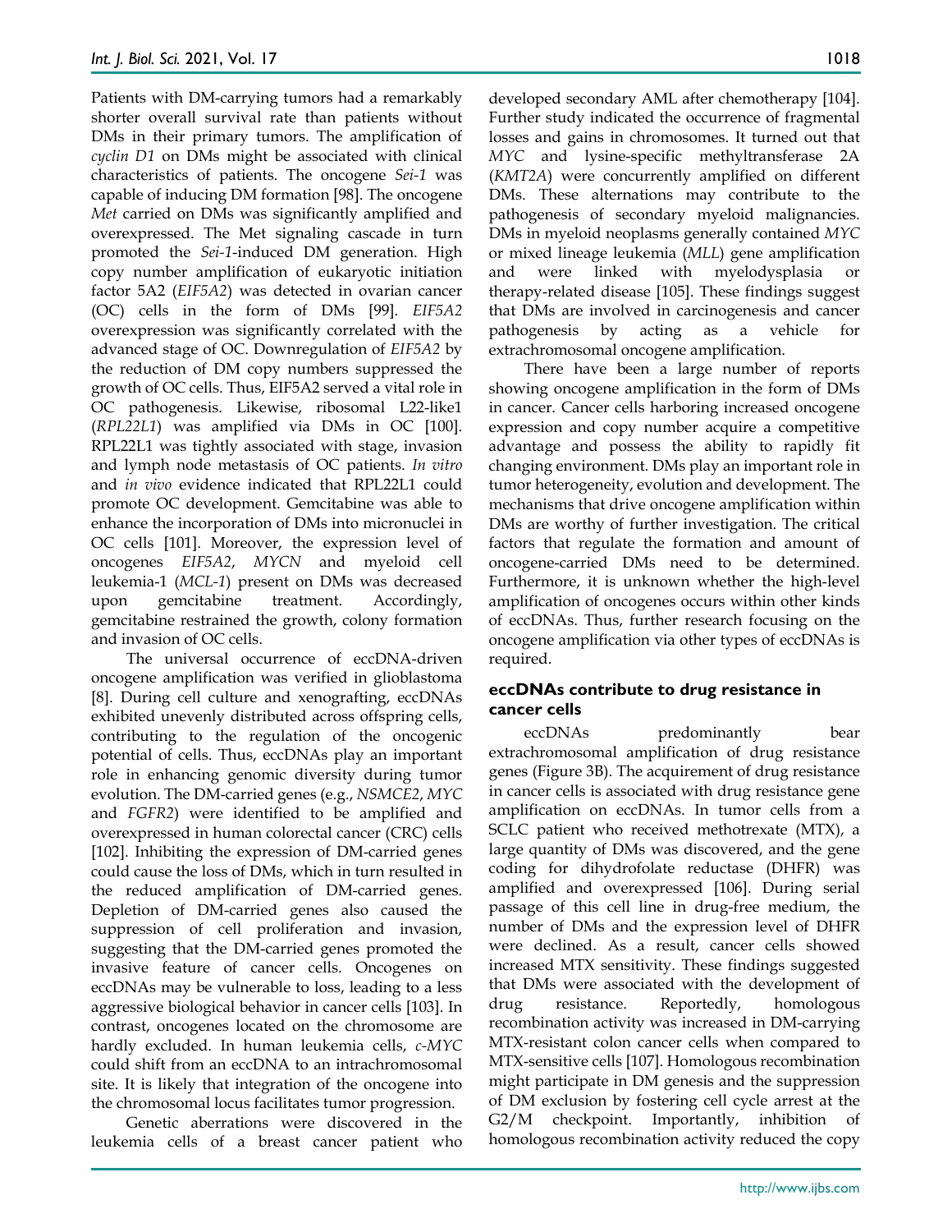Patients with DM-carrying tumors had a remarkably shorter overall survival rate than patients without DMs in their primary tumors. The amplification of *cyclin D1* on DMs might be associated with clinical characteristics of patients. The oncogene *Sei-1* was capable of inducing DM formation [98]. The oncogene *Met* carried on DMs was significantly amplified and overexpressed. The Met signaling cascade in turn promoted the *Sei-1*-induced DM generation. High copy number amplification of eukaryotic initiation factor 5A2 (*EIF5A2*) was detected in ovarian cancer (OC) cells in the form of DMs [99]. *EIF5A2* overexpression was significantly correlated with the advanced stage of OC. Downregulation of *EIF5A2* by the reduction of DM copy numbers suppressed the growth of OC cells. Thus, EIF5A2 served a vital role in OC pathogenesis. Likewise, ribosomal L22-like1 (*RPL22L1*) was amplified via DMs in OC [100]. RPL22L1 was tightly associated with stage, invasion and lymph node metastasis of OC patients. *In vitro* and *in vivo* evidence indicated that RPL22L1 could promote OC development. Gemcitabine was able to enhance the incorporation of DMs into micronuclei in OC cells [101]. Moreover, the expression level of oncogenes *EIF5A2*, *MYCN* and myeloid cell leukemia-1 (*MCL-1*) present on DMs was decreased upon gemcitabine treatment. Accordingly, gemcitabine restrained the growth, colony formation and invasion of OC cells.

The universal occurrence of eccDNA-driven oncogene amplification was verified in glioblastoma [8]. During cell culture and xenografting, eccDNAs exhibited unevenly distributed across offspring cells, contributing to the regulation of the oncogenic potential of cells. Thus, eccDNAs play an important role in enhancing genomic diversity during tumor evolution. The DM-carried genes (e.g., *NSMCE2*, *MYC* and *FGFR2*) were identified to be amplified and overexpressed in human colorectal cancer (CRC) cells [102]. Inhibiting the expression of DM-carried genes could cause the loss of DMs, which in turn resulted in the reduced amplification of DM-carried genes. Depletion of DM-carried genes also caused the suppression of cell proliferation and invasion, suggesting that the DM-carried genes promoted the invasive feature of cancer cells. Oncogenes on eccDNAs may be vulnerable to loss, leading to a less aggressive biological behavior in cancer cells [103]. In contrast, oncogenes located on the chromosome are hardly excluded. In human leukemia cells, *c-MYC* could shift from an eccDNA to an intrachromosomal site. It is likely that integration of the oncogene into the chromosomal locus facilitates tumor progression.

Genetic aberrations were discovered in the leukemia cells of a breast cancer patient who developed secondary AML after chemotherapy [104]. Further study indicated the occurrence of fragmental losses and gains in chromosomes. It turned out that *MYC* and lysine-specific methyltransferase 2A (*KMT2A*) were concurrently amplified on different DMs. These alternations may contribute to the pathogenesis of secondary myeloid malignancies. DMs in myeloid neoplasms generally contained *MYC* or mixed lineage leukemia (*MLL*) gene amplification and were linked with myelodysplasia or therapy-related disease [105]. These findings suggest that DMs are involved in carcinogenesis and cancer pathogenesis by acting as a vehicle for extrachromosomal oncogene amplification.

There have been a large number of reports showing oncogene amplification in the form of DMs in cancer. Cancer cells harboring increased oncogene expression and copy number acquire a competitive advantage and possess the ability to rapidly fit changing environment. DMs play an important role in tumor heterogeneity, evolution and development. The mechanisms that drive oncogene amplification within DMs are worthy of further investigation. The critical factors that regulate the formation and amount of oncogene-carried DMs need to be determined. Furthermore, it is unknown whether the high-level amplification of oncogenes occurs within other kinds of eccDNAs. Thus, further research focusing on the oncogene amplification via other types of eccDNAs is required.

### eccDNAs contribute to drug resistance in cancer cells

eccDNAs predominantly bear extrachromosomal amplification of drug resistance genes (Figure 3B). The acquirement of drug resistance in cancer cells is associated with drug resistance gene amplification on eccDNAs. In tumor cells from a SCLC patient who received methotrexate (MTX), a large quantity of DMs was discovered, and the gene coding for dihydrofolate reductase (DHFR) was amplified and overexpressed [106]. During serial passage of this cell line in drug-free medium, the number of DMs and the expression level of DHFR were declined. As a result, cancer cells showed increased MTX sensitivity. These findings suggested that DMs were associated with the development of drug resistance. Reportedly, homologous recombination activity was increased in DM-carrying MTX-resistant colon cancer cells when compared to MTX-sensitive cells [107]. Homologous recombination might participate in DM genesis and the suppression of DM exclusion by fostering cell cycle arrest at the G2/M checkpoint. Importantly, inhibition of homologous recombination activity reduced the copy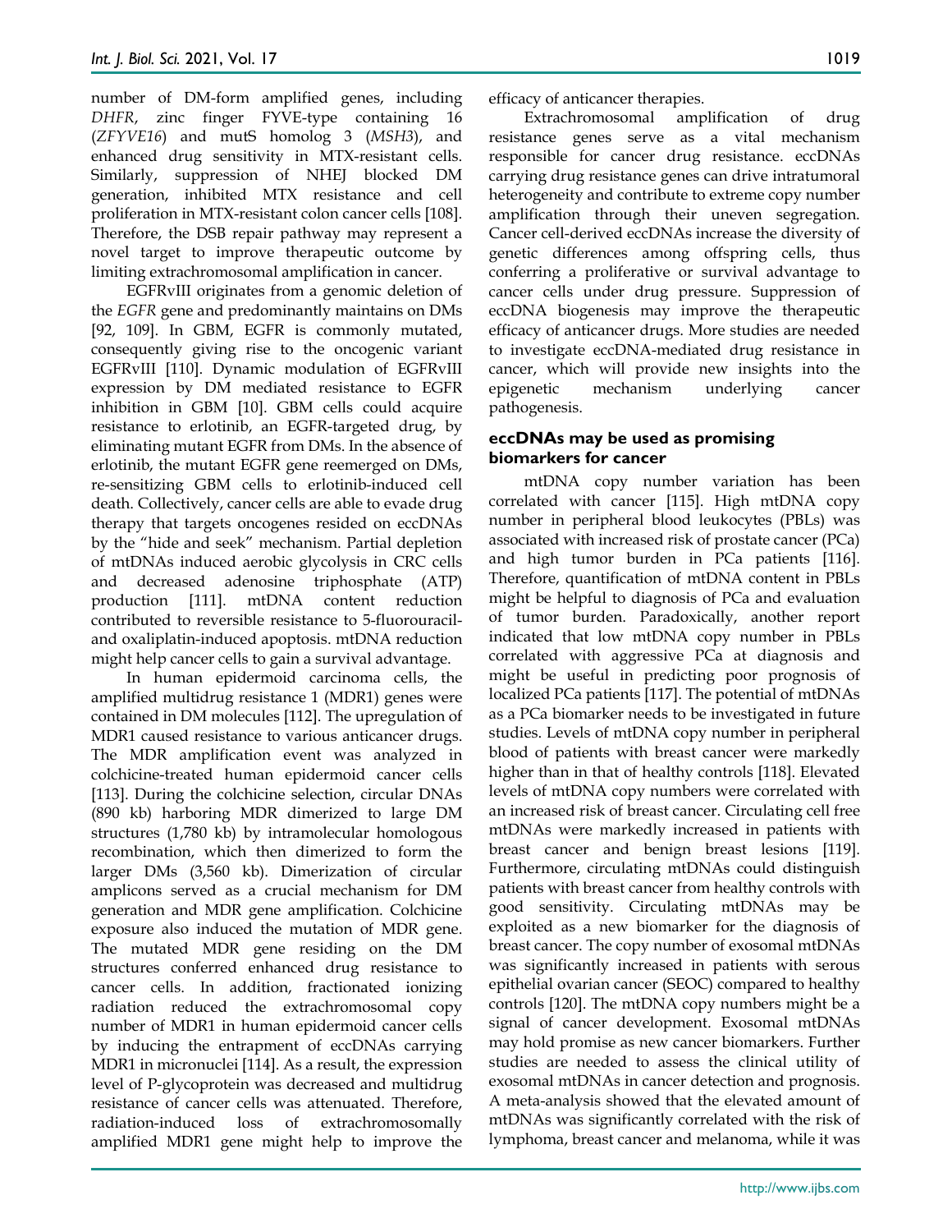number of DM-form amplified genes, including *DHFR*, zinc finger FYVE-type containing 16 (*ZFYVE16*) and mutS homolog 3 (*MSH3*), and enhanced drug sensitivity in MTX-resistant cells. Similarly, suppression of NHEJ blocked DM generation, inhibited MTX resistance and cell proliferation in MTX-resistant colon cancer cells [108]. Therefore, the DSB repair pathway may represent a novel target to improve therapeutic outcome by limiting extrachromosomal amplification in cancer.

EGFRvIII originates from a genomic deletion of the *EGFR* gene and predominantly maintains on DMs [92, 109]. In GBM, EGFR is commonly mutated, consequently giving rise to the oncogenic variant EGFRvIII [110]. Dynamic modulation of EGFRvIII expression by DM mediated resistance to EGFR inhibition in GBM [10]. GBM cells could acquire resistance to erlotinib, an EGFR-targeted drug, by eliminating mutant EGFR from DMs. In the absence of erlotinib, the mutant EGFR gene reemerged on DMs, re-sensitizing GBM cells to erlotinib-induced cell death. Collectively, cancer cells are able to evade drug therapy that targets oncogenes resided on eccDNAs by the "hide and seek" mechanism. Partial depletion of mtDNAs induced aerobic glycolysis in CRC cells and decreased adenosine triphosphate (ATP) production [111]. mtDNA content reduction contributed to reversible resistance to 5-fluorouracil- and oxaliplatin-induced apoptosis. mtDNA reduction might help cancer cells to gain a survival advantage.

In human epidermoid carcinoma cells, the amplified multidrug resistance 1 (MDR1) genes were contained in DM molecules [112]. The upregulation of MDR1 caused resistance to various anticancer drugs. The MDR amplification event was analyzed in colchicine-treated human epidermoid cancer cells [113]. During the colchicine selection, circular DNAs (890 kb) harboring MDR dimerized to large DM structures (1,780 kb) by intramolecular homologous recombination, which then dimerized to form the larger DMs (3,560 kb). Dimerization of circular amplicons served as a crucial mechanism for DM generation and MDR gene amplification. Colchicine exposure also induced the mutation of MDR gene. The mutated MDR gene residing on the DM structures conferred enhanced drug resistance to cancer cells. In addition, fractionated ionizing radiation reduced the extrachromosomal copy number of MDR1 in human epidermoid cancer cells by inducing the entrapment of eccDNAs carrying MDR1 in micronuclei [114]. As a result, the expression level of P-glycoprotein was decreased and multidrug resistance of cancer cells was attenuated. Therefore, radiation-induced loss of extrachromosomally amplified MDR1 gene might help to improve the efficacy of anticancer therapies.

Extrachromosomal amplification of drug resistance genes serve as a vital mechanism responsible for cancer drug resistance. eccDNAs carrying drug resistance genes can drive intratumoral heterogeneity and contribute to extreme copy number amplification through their uneven segregation. Cancer cell-derived eccDNAs increase the diversity of genetic differences among offspring cells, thus conferring a proliferative or survival advantage to cancer cells under drug pressure. Suppression of eccDNA biogenesis may improve the therapeutic efficacy of anticancer drugs. More studies are needed to investigate eccDNA-mediated drug resistance in cancer, which will provide new insights into the epigenetic mechanism underlying cancer pathogenesis.

### eccDNAs may be used as promising biomarkers for cancer

mtDNA copy number variation has been correlated with cancer [115]. High mtDNA copy number in peripheral blood leukocytes (PBLs) was associated with increased risk of prostate cancer (PCa) and high tumor burden in PCa patients [116]. Therefore, quantification of mtDNA content in PBLs might be helpful to diagnosis of PCa and evaluation of tumor burden. Paradoxically, another report indicated that low mtDNA copy number in PBLs correlated with aggressive PCa at diagnosis and might be useful in predicting poor prognosis of localized PCa patients [117]. The potential of mtDNAs as a PCa biomarker needs to be investigated in future studies. Levels of mtDNA copy number in peripheral blood of patients with breast cancer were markedly higher than in that of healthy controls [118]. Elevated levels of mtDNA copy numbers were correlated with an increased risk of breast cancer. Circulating cell free mtDNAs were markedly increased in patients with breast cancer and benign breast lesions [119]. Furthermore, circulating mtDNAs could distinguish patients with breast cancer from healthy controls with good sensitivity. Circulating mtDNAs may be exploited as a new biomarker for the diagnosis of breast cancer. The copy number of exosomal mtDNAs was significantly increased in patients with serous epithelial ovarian cancer (SEOC) compared to healthy controls [120]. The mtDNA copy numbers might be a signal of cancer development. Exosomal mtDNAs may hold promise as new cancer biomarkers. Further studies are needed to assess the clinical utility of exosomal mtDNAs in cancer detection and prognosis. A meta-analysis showed that the elevated amount of mtDNAs was significantly correlated with the risk of lymphoma, breast cancer and melanoma, while it was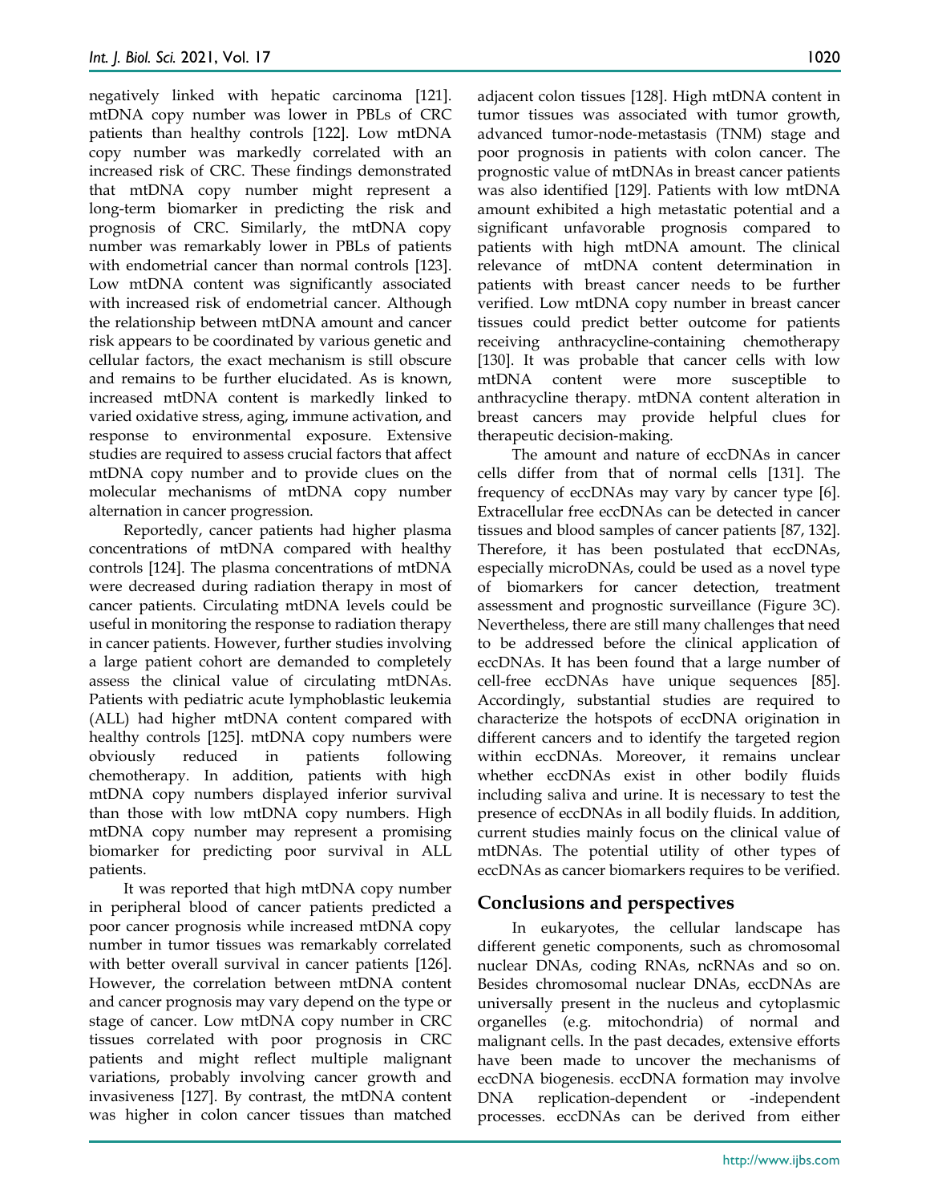negatively linked with hepatic carcinoma [121]. mtDNA copy number was lower in PBLs of CRC patients than healthy controls [122]. Low mtDNA copy number was markedly correlated with an increased risk of CRC. These findings demonstrated that mtDNA copy number might represent a long-term biomarker in predicting the risk and prognosis of CRC. Similarly, the mtDNA copy number was remarkably lower in PBLs of patients with endometrial cancer than normal controls [123]. Low mtDNA content was significantly associated with increased risk of endometrial cancer. Although the relationship between mtDNA amount and cancer risk appears to be coordinated by various genetic and cellular factors, the exact mechanism is still obscure and remains to be further elucidated. As is known, increased mtDNA content is markedly linked to varied oxidative stress, aging, immune activation, and response to environmental exposure. Extensive studies are required to assess crucial factors that affect mtDNA copy number and to provide clues on the molecular mechanisms of mtDNA copy number alternation in cancer progression.

Reportedly, cancer patients had higher plasma concentrations of mtDNA compared with healthy controls [124]. The plasma concentrations of mtDNA were decreased during radiation therapy in most of cancer patients. Circulating mtDNA levels could be useful in monitoring the response to radiation therapy in cancer patients. However, further studies involving a large patient cohort are demanded to completely assess the clinical value of circulating mtDNAs. Patients with pediatric acute lymphoblastic leukemia (ALL) had higher mtDNA content compared with healthy controls [125]. mtDNA copy numbers were obviously reduced in patients following chemotherapy. In addition, patients with high mtDNA copy numbers displayed inferior survival than those with low mtDNA copy numbers. High mtDNA copy number may represent a promising biomarker for predicting poor survival in ALL patients.

It was reported that high mtDNA copy number in peripheral blood of cancer patients predicted a poor cancer prognosis while increased mtDNA copy number in tumor tissues was remarkably correlated with better overall survival in cancer patients [126]. However, the correlation between mtDNA content and cancer prognosis may vary depend on the type or stage of cancer. Low mtDNA copy number in CRC tissues correlated with poor prognosis in CRC patients and might reflect multiple malignant variations, probably involving cancer growth and invasiveness [127]. By contrast, the mtDNA content was higher in colon cancer tissues than matched adjacent colon tissues [128]. High mtDNA content in tumor tissues was associated with tumor growth, advanced tumor-node-metastasis (TNM) stage and poor prognosis in patients with colon cancer. The prognostic value of mtDNAs in breast cancer patients was also identified [129]. Patients with low mtDNA amount exhibited a high metastatic potential and a significant unfavorable prognosis compared to patients with high mtDNA amount. The clinical relevance of mtDNA content determination in patients with breast cancer needs to be further verified. Low mtDNA copy number in breast cancer tissues could predict better outcome for patients receiving anthracycline-containing chemotherapy [130]. It was probable that cancer cells with low mtDNA content were more susceptible to anthracycline therapy. mtDNA content alteration in breast cancers may provide helpful clues for therapeutic decision-making.

The amount and nature of eccDNAs in cancer cells differ from that of normal cells [131]. The frequency of eccDNAs may vary by cancer type [6]. Extracellular free eccDNAs can be detected in cancer tissues and blood samples of cancer patients [87, 132]. Therefore, it has been postulated that eccDNAs, especially microDNAs, could be used as a novel type of biomarkers for cancer detection, treatment assessment and prognostic surveillance (Figure 3C). Nevertheless, there are still many challenges that need to be addressed before the clinical application of eccDNAs. It has been found that a large number of cell-free eccDNAs have unique sequences [85]. Accordingly, substantial studies are required to characterize the hotspots of eccDNA origination in different cancers and to identify the targeted region within eccDNAs. Moreover, it remains unclear whether eccDNAs exist in other bodily fluids including saliva and urine. It is necessary to test the presence of eccDNAs in all bodily fluids. In addition, current studies mainly focus on the clinical value of mtDNAs. The potential utility of other types of eccDNAs as cancer biomarkers requires to be verified.

## Conclusions and perspectives

In eukaryotes, the cellular landscape has different genetic components, such as chromosomal nuclear DNAs, coding RNAs, ncRNAs and so on. Besides chromosomal nuclear DNAs, eccDNAs are universally present in the nucleus and cytoplasmic organelles (e.g. mitochondria) of normal and malignant cells. In the past decades, extensive efforts have been made to uncover the mechanisms of eccDNA biogenesis. eccDNA formation may involve DNA replication-dependent or -independent processes. eccDNAs can be derived from either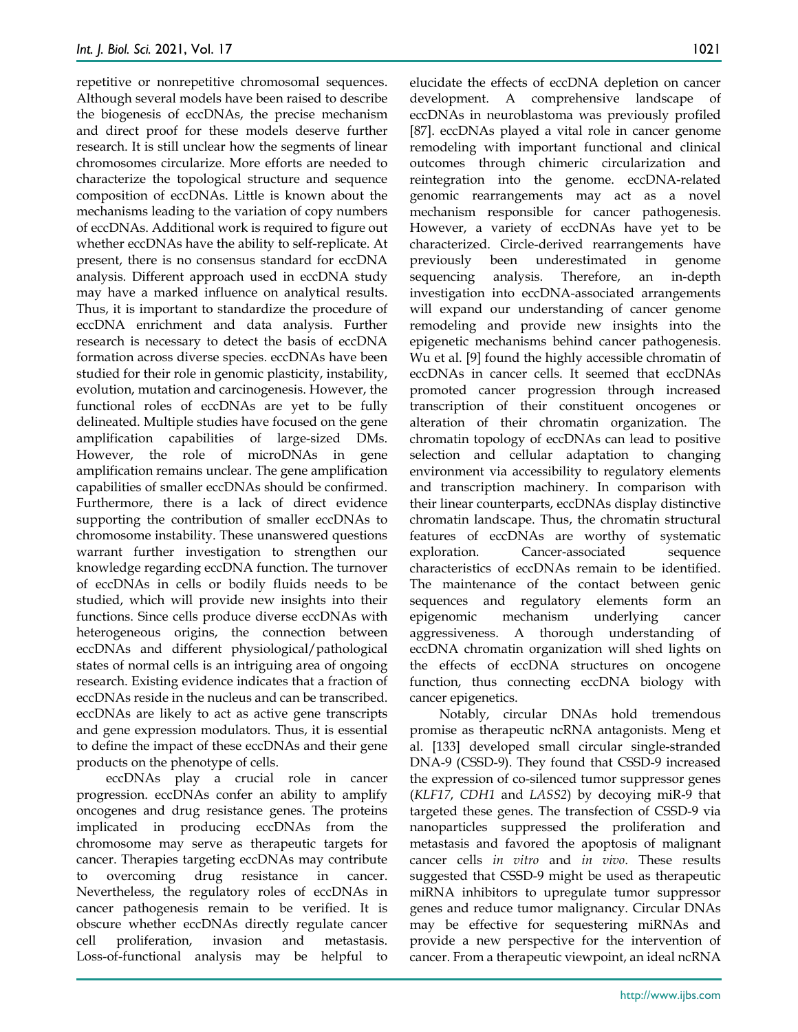repetitive or nonrepetitive chromosomal sequences. Although several models have been raised to describe the biogenesis of eccDNAs, the precise mechanism and direct proof for these models deserve further research. It is still unclear how the segments of linear chromosomes circularize. More efforts are needed to characterize the topological structure and sequence composition of eccDNAs. Little is known about the mechanisms leading to the variation of copy numbers of eccDNAs. Additional work is required to figure out whether eccDNAs have the ability to self-replicate. At present, there is no consensus standard for eccDNA analysis. Different approach used in eccDNA study may have a marked influence on analytical results. Thus, it is important to standardize the procedure of eccDNA enrichment and data analysis. Further research is necessary to detect the basis of eccDNA formation across diverse species. eccDNAs have been studied for their role in genomic plasticity, instability, evolution, mutation and carcinogenesis. However, the functional roles of eccDNAs are yet to be fully delineated. Multiple studies have focused on the gene amplification capabilities of large-sized DMs. However, the role of microDNAs in gene amplification remains unclear. The gene amplification capabilities of smaller eccDNAs should be confirmed. Furthermore, there is a lack of direct evidence supporting the contribution of smaller eccDNAs to chromosome instability. These unanswered questions warrant further investigation to strengthen our knowledge regarding eccDNA function. The turnover of eccDNAs in cells or bodily fluids needs to be studied, which will provide new insights into their functions. Since cells produce diverse eccDNAs with heterogeneous origins, the connection between eccDNAs and different physiological/pathological states of normal cells is an intriguing area of ongoing research. Existing evidence indicates that a fraction of eccDNAs reside in the nucleus and can be transcribed. eccDNAs are likely to act as active gene transcripts and gene expression modulators. Thus, it is essential to define the impact of these eccDNAs and their gene products on the phenotype of cells.

eccDNAs play a crucial role in cancer progression. eccDNAs confer an ability to amplify oncogenes and drug resistance genes. The proteins implicated in producing eccDNAs from the chromosome may serve as therapeutic targets for cancer. Therapies targeting eccDNAs may contribute to overcoming drug resistance in cancer. Nevertheless, the regulatory roles of eccDNAs in cancer pathogenesis remain to be verified. It is obscure whether eccDNAs directly regulate cancer cell proliferation, invasion and metastasis. Loss-of-functional analysis may be helpful to elucidate the effects of eccDNA depletion on cancer development. A comprehensive landscape of eccDNAs in neuroblastoma was previously profiled [87]. eccDNAs played a vital role in cancer genome remodeling with important functional and clinical outcomes through chimeric circularization and reintegration into the genome. eccDNA-related genomic rearrangements may act as a novel mechanism responsible for cancer pathogenesis. However, a variety of eccDNAs have yet to be characterized. Circle-derived rearrangements have previously been underestimated in genome sequencing analysis. Therefore, an in-depth investigation into eccDNA-associated arrangements will expand our understanding of cancer genome remodeling and provide new insights into the epigenetic mechanisms behind cancer pathogenesis. Wu et al. [9] found the highly accessible chromatin of eccDNAs in cancer cells. It seemed that eccDNAs promoted cancer progression through increased transcription of their constituent oncogenes or alteration of their chromatin organization. The chromatin topology of eccDNAs can lead to positive selection and cellular adaptation to changing environment via accessibility to regulatory elements and transcription machinery. In comparison with their linear counterparts, eccDNAs display distinctive chromatin landscape. Thus, the chromatin structural features of eccDNAs are worthy of systematic exploration. Cancer-associated sequence characteristics of eccDNAs remain to be identified. The maintenance of the contact between genic sequences and regulatory elements form an epigenomic mechanism underlying cancer aggressiveness. A thorough understanding of eccDNA chromatin organization will shed lights on the effects of eccDNA structures on oncogene function, thus connecting eccDNA biology with cancer epigenetics.

Notably, circular DNAs hold tremendous promise as therapeutic ncRNA antagonists. Meng et al. [133] developed small circular single-stranded DNA-9 (CSSD-9). They found that CSSD-9 increased the expression of co-silenced tumor suppressor genes (*KLF17*, *CDH1* and *LASS2*) by decoying miR-9 that targeted these genes. The transfection of CSSD-9 via nanoparticles suppressed the proliferation and metastasis and favored the apoptosis of malignant cancer cells *in vitro* and *in vivo*. These results suggested that CSSD-9 might be used as therapeutic miRNA inhibitors to upregulate tumor suppressor genes and reduce tumor malignancy. Circular DNAs may be effective for sequestering miRNAs and provide a new perspective for the intervention of cancer. From a therapeutic viewpoint, an ideal ncRNA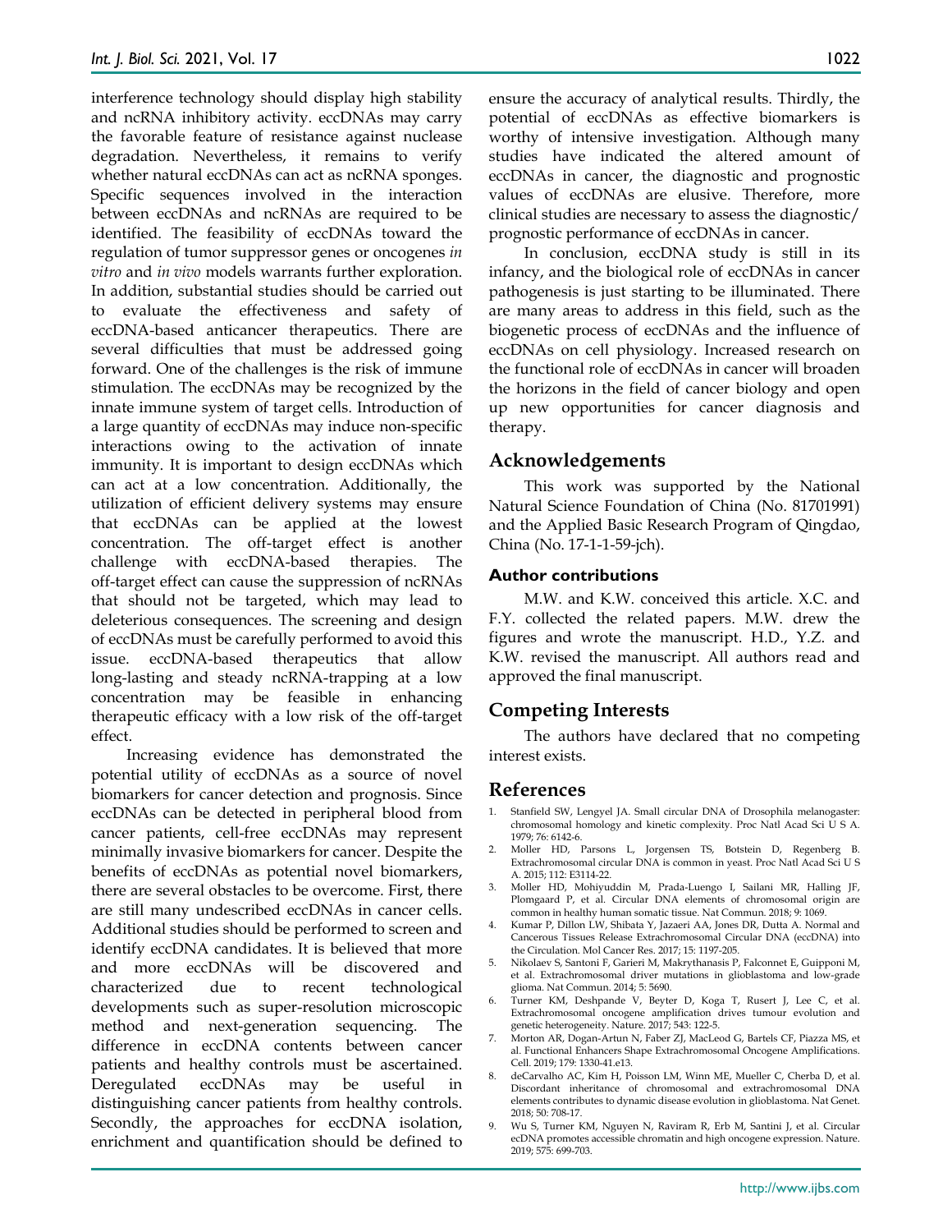interference technology should display high stability and ncRNA inhibitory activity. eccDNAs may carry the favorable feature of resistance against nuclease degradation. Nevertheless, it remains to verify whether natural eccDNAs can act as ncRNA sponges. Specific sequences involved in the interaction between eccDNAs and ncRNAs are required to be identified. The feasibility of eccDNAs toward the regulation of tumor suppressor genes or oncogenes *in vitro* and *in vivo* models warrants further exploration. In addition, substantial studies should be carried out to evaluate the effectiveness and safety of eccDNA-based anticancer therapeutics. There are several difficulties that must be addressed going forward. One of the challenges is the risk of immune stimulation. The eccDNAs may be recognized by the innate immune system of target cells. Introduction of a large quantity of eccDNAs may induce non-specific interactions owing to the activation of innate immunity. It is important to design eccDNAs which can act at a low concentration. Additionally, the utilization of efficient delivery systems may ensure that eccDNAs can be applied at the lowest concentration. The off-target effect is another challenge with eccDNA-based therapies. The off-target effect can cause the suppression of ncRNAs that should not be targeted, which may lead to deleterious consequences. The screening and design of eccDNAs must be carefully performed to avoid this issue. eccDNA-based therapeutics that allow long-lasting and steady ncRNA-trapping at a low concentration may be feasible in enhancing therapeutic efficacy with a low risk of the off-target effect.

Increasing evidence has demonstrated the potential utility of eccDNAs as a source of novel biomarkers for cancer detection and prognosis. Since eccDNAs can be detected in peripheral blood from cancer patients, cell-free eccDNAs may represent minimally invasive biomarkers for cancer. Despite the benefits of eccDNAs as potential novel biomarkers, there are several obstacles to be overcome. First, there are still many undescribed eccDNAs in cancer cells. Additional studies should be performed to screen and identify eccDNA candidates. It is believed that more and more eccDNAs will be discovered and characterized due to recent technological developments such as super-resolution microscopic method and next-generation sequencing. The difference in eccDNA contents between cancer patients and healthy controls must be ascertained. Deregulated eccDNAs may be useful in distinguishing cancer patients from healthy controls. Secondly, the approaches for eccDNA isolation, enrichment and quantification should be defined to ensure the accuracy of analytical results. Thirdly, the potential of eccDNAs as effective biomarkers is worthy of intensive investigation. Although many studies have indicated the altered amount of eccDNAs in cancer, the diagnostic and prognostic values of eccDNAs are elusive. Therefore, more clinical studies are necessary to assess the diagnostic/prognostic performance of eccDNAs in cancer.

In conclusion, eccDNA study is still in its infancy, and the biological role of eccDNAs in cancer pathogenesis is just starting to be illuminated. There are many areas to address in this field, such as the biogenetic process of eccDNAs and the influence of eccDNAs on cell physiology. Increased research on the functional role of eccDNAs in cancer will broaden the horizons in the field of cancer biology and open up new opportunities for cancer diagnosis and therapy.

## Acknowledgements

This work was supported by the National Natural Science Foundation of China (No. 81701991) and the Applied Basic Research Program of Qingdao, China (No. 17-1-1-59-jch).

### Author contributions

M.W. and K.W. conceived this article. X.C. and F.Y. collected the related papers. M.W. drew the figures and wrote the manuscript. H.D., Y.Z. and K.W. revised the manuscript. All authors read and approved the final manuscript.

## Competing Interests

The authors have declared that no competing interest exists.

## References

1. Stanfield SW, Lengyel JA. Small circular DNA of Drosophila melanogaster: chromosomal homology and kinetic complexity. Proc Natl Acad Sci U S A. 1979; 76: 6142-6.
2. Moller HD, Parsons L, Jorgensen TS, Botstein D, Regenberg B. Extrachromosomal circular DNA is common in yeast. Proc Natl Acad Sci U S A. 2015; 112: E3114-22.
3. Moller HD, Mohiyuddin M, Prada-Luengo I, Sailani MR, Halling JF, Plomgaard P, et al. Circular DNA elements of chromosomal origin are common in healthy human somatic tissue. Nat Commun. 2018; 9: 1069.
4. Kumar P, Dillon LW, Shibata Y, Jazaeri AA, Jones DR, Dutta A. Normal and Cancerous Tissues Release Extrachromosomal Circular DNA (eccDNA) into the Circulation. Mol Cancer Res. 2017; 15: 1197-205.
5. Nikolaev S, Santoni F, Garieri M, Makrythanasis P, Falconnet E, Guipponi M, et al. Extrachromosomal driver mutations in glioblastoma and low-grade glioma. Nat Commun. 2014; 5: 5690.
6. Turner KM, Deshpande V, Beyter D, Koga T, Rusert J, Lee C, et al. Extrachromosomal oncogene amplification drives tumour evolution and genetic heterogeneity. Nature. 2017; 543: 122-5.
7. Morton AR, Dogan-Artun N, Faber ZJ, MacLeod G, Bartels CF, Piazza MS, et al. Functional Enhancers Shape Extrachromosomal Oncogene Amplifications. Cell. 2019; 179: 1330-41.e13.
8. deCarvalho AC, Kim H, Poisson LM, Winn ME, Mueller C, Cherba D, et al. Discordant inheritance of chromosomal and extrachromosomal DNA elements contributes to dynamic disease evolution in glioblastoma. Nat Genet. 2018; 50: 708-17.
9. Wu S, Turner KM, Nguyen N, Raviram R, Erb M, Santini J, et al. Circular ecDNA promotes accessible chromatin and high oncogene expression. Nature. 2019; 575: 699-703.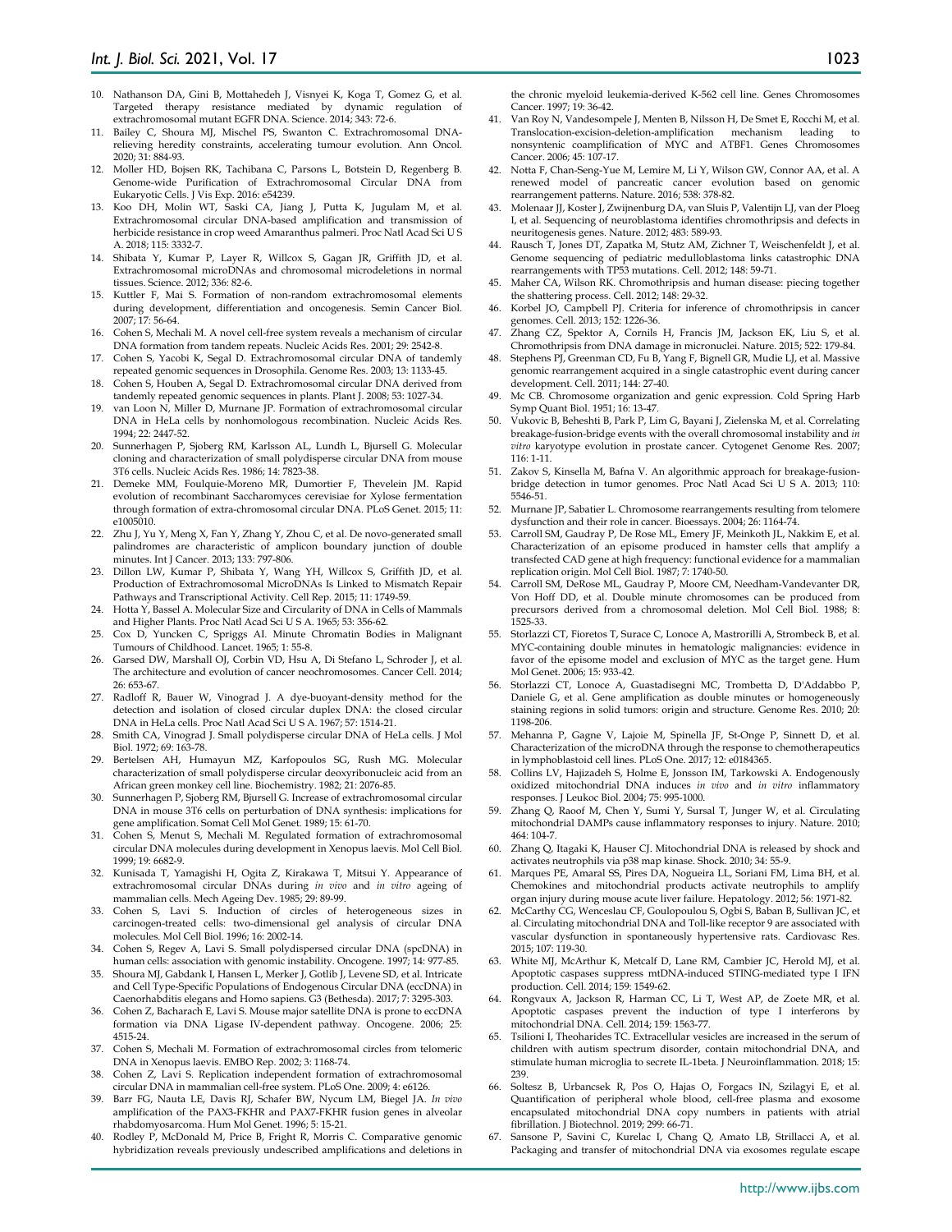10. Nathanson DA, Gini B, Mottahedeh J, Visnyei K, Koga T, Gomez G, et al. Targeted therapy resistance mediated by dynamic regulation of extrachromosomal mutant EGFR DNA. Science. 2014; 343: 72-6.
11. Bailey C, Shoura MJ, Mischel PS, Swanton C. Extrachromosomal DNA-relieving heredity constraints, accelerating tumour evolution. Ann Oncol. 2020; 31: 884-93.
12. Moller HD, Bojsen RK, Tachibana C, Parsons L, Botstein D, Regenberg B. Genome-wide Purification of Extrachromosomal Circular DNA from Eukaryotic Cells. J Vis Exp. 2016: e54239.
13. Koo DH, Molin WT, Saski CA, Jiang J, Putta K, Jugulam M, et al. Extrachromosomal circular DNA-based amplification and transmission of herbicide resistance in crop weed Amaranthus palmeri. Proc Natl Acad Sci U S A. 2018; 115: 3332-7.
14. Shibata Y, Kumar P, Layer R, Willcox S, Gagan JR, Griffith JD, et al. Extrachromosomal microDNAs and chromosomal microdeletions in normal tissues. Science. 2012; 336: 82-6.
15. Kuttler F, Mai S. Formation of non-random extrachromosomal elements during development, differentiation and oncogenesis. Semin Cancer Biol. 2007; 17: 56-64.
16. Cohen S, Mechali M. A novel cell-free system reveals a mechanism of circular DNA formation from tandem repeats. Nucleic Acids Res. 2001; 29: 2542-8.
17. Cohen S, Yacobi K, Segal D. Extrachromosomal circular DNA of tandemly repeated genomic sequences in Drosophila. Genome Res. 2003; 13: 1133-45.
18. Cohen S, Houben A, Segal D. Extrachromosomal circular DNA derived from tandemly repeated genomic sequences in plants. Plant J. 2008; 53: 1027-34.
19. van Loon N, Miller D, Murnane JP. Formation of extrachromosomal circular DNA in HeLa cells by nonhomologous recombination. Nucleic Acids Res. 1994; 22: 2447-52.
20. Sunnerhagen P, Sjoberg RM, Karlsson AL, Lundh L, Bjursell G. Molecular cloning and characterization of small polydisperse circular DNA from mouse 3T6 cells. Nucleic Acids Res. 1986; 14: 7823-38.
21. Demeke MM, Foulquie-Moreno MR, Dumortier F, Thevelein JM. Rapid evolution of recombinant Saccharomyces cerevisiae for Xylose fermentation through formation of extra-chromosomal circular DNA. PLoS Genet. 2015; 11: e1005010.
22. Zhu J, Yu Y, Meng X, Fan Y, Zhang Y, Zhou C, et al. De novo-generated small palindromes are characteristic of amplicon boundary junction of double minutes. Int J Cancer. 2013; 133: 797-806.
23. Dillon LW, Kumar P, Shibata Y, Wang YH, Willcox S, Griffith JD, et al. Production of Extrachromosomal MicroDNAs Is Linked to Mismatch Repair Pathways and Transcriptional Activity. Cell Rep. 2015; 11: 1749-59.
24. Hotta Y, Bassel A. Molecular Size and Circularity of DNA in Cells of Mammals and Higher Plants. Proc Natl Acad Sci U S A. 1965; 53: 356-62.
25. Cox D, Yuncken C, Spriggs AI. Minute Chromatin Bodies in Malignant Tumours of Childhood. Lancet. 1965; 1: 55-8.
26. Garsed DW, Marshall OJ, Corbin VD, Hsu A, Di Stefano L, Schroder J, et al. The architecture and evolution of cancer neochromosomes. Cancer Cell. 2014; 26: 653-67.
27. Radloff R, Bauer W, Vinograd J. A dye-buoyant-density method for the detection and isolation of closed circular duplex DNA: the closed circular DNA in HeLa cells. Proc Natl Acad Sci U S A. 1967; 57: 1514-21.
28. Smith CA, Vinograd J. Small polydisperse circular DNA of HeLa cells. J Mol Biol. 1972; 69: 163-78.
29. Bertelsen AH, Humayun MZ, Karfopoulos SG, Rush MG. Molecular characterization of small polydisperse circular deoxyribonucleic acid from an African green monkey cell line. Biochemistry. 1982; 21: 2076-85.
30. Sunnerhagen P, Sjoberg RM, Bjursell G. Increase of extrachromosomal circular DNA in mouse 3T6 cells on perturbation of DNA synthesis: implications for gene amplification. Somat Cell Mol Genet. 1989; 15: 61-70.
31. Cohen S, Menut S, Mechali M. Regulated formation of extrachromosomal circular DNA molecules during development in Xenopus laevis. Mol Cell Biol. 1999; 19: 6682-9.
32. Kunisada T, Yamagishi H, Ogita Z, Kirakawa T, Mitsui Y. Appearance of extrachromosomal circular DNAs during *in vivo* and *in vitro* ageing of mammalian cells. Mech Ageing Dev. 1985; 29: 89-99.
33. Cohen S, Lavi S. Induction of circles of heterogeneous sizes in carcinogen-treated cells: two-dimensional gel analysis of circular DNA molecules. Mol Cell Biol. 1996; 16: 2002-14.
34. Cohen S, Regev A, Lavi S. Small polydispersed circular DNA (spcDNA) in human cells: association with genomic instability. Oncogene. 1997; 14: 977-85.
35. Shoura MJ, Gabdank I, Hansen L, Merker J, Gotlib J, Levene SD, et al. Intricate and Cell Type-Specific Populations of Endogenous Circular DNA (eccDNA) in Caenorhabditis elegans and Homo sapiens. G3 (Bethesda). 2017; 7: 3295-303.
36. Cohen Z, Bacharach E, Lavi S. Mouse major satellite DNA is prone to eccDNA formation via DNA Ligase IV-dependent pathway. Oncogene. 2006; 25: 4515-24.
37. Cohen S, Mechali M. Formation of extrachromosomal circles from telomeric DNA in Xenopus laevis. EMBO Rep. 2002; 3: 1168-74.
38. Cohen Z, Lavi S. Replication independent formation of extrachromosomal circular DNA in mammalian cell-free system. PLoS One. 2009; 4: e6126.
39. Barr FG, Nauta LE, Davis RJ, Schafer BW, Nycum LM, Biegel JA. *In vivo* amplification of the PAX3-FKHR and PAX7-FKHR fusion genes in alveolar rhabdomyosarcoma. Hum Mol Genet. 1996; 5: 15-21.
40. Rodley P, McDonald M, Price B, Fright R, Morris C. Comparative genomic hybridization reveals previously undescribed amplifications and deletions in the chronic myeloid leukemia-derived K-562 cell line. Genes Chromosomes Cancer. 1997; 19: 36-42.
41. Van Roy N, Vandesompele J, Menten B, Nilsson H, De Smet E, Rocchi M, et al. Translocation-excision-deletion-amplification mechanism leading to nonsyntenic coamplification of MYC and ATBF1. Genes Chromosomes Cancer. 2006; 45: 107-17.
42. Notta F, Chan-Seng-Yue M, Lemire M, Li Y, Wilson GW, Connor AA, et al. A renewed model of pancreatic cancer evolution based on genomic rearrangement patterns. Nature. 2016; 538: 378-82.
43. Molenaar JJ, Koster J, Zwijnenburg DA, van Sluis P, Valentijn LJ, van der Ploeg I, et al. Sequencing of neuroblastoma identifies chromothripsis and defects in neuritogenesis genes. Nature. 2012; 483: 589-93.
44. Rausch T, Jones DT, Zapatka M, Stutz AM, Zichner T, Weischenfeldt J, et al. Genome sequencing of pediatric medulloblastoma links catastrophic DNA rearrangements with TP53 mutations. Cell. 2012; 148: 59-71.
45. Maher CA, Wilson RK. Chromothripsis and human disease: piecing together the shattering process. Cell. 2012; 148: 29-32.
46. Korbel JO, Campbell PJ. Criteria for inference of chromothripsis in cancer genomes. Cell. 2013; 152: 1226-36.
47. Zhang CZ, Spektor A, Cornils H, Francis JM, Jackson EK, Liu S, et al. Chromothripsis from DNA damage in micronuclei. Nature. 2015; 522: 179-84.
48. Stephens PJ, Greenman CD, Fu B, Yang F, Bignell GR, Mudie LJ, et al. Massive genomic rearrangement acquired in a single catastrophic event during cancer development. Cell. 2011; 144: 27-40.
49. Mc CB. Chromosome organization and genic expression. Cold Spring Harb Symp Quant Biol. 1951; 16: 13-47.
50. Vukovic B, Beheshti B, Park P, Lim G, Bayani J, Zielenska M, et al. Correlating breakage-fusion-bridge events with the overall chromosomal instability and *in vitro* karyotype evolution in prostate cancer. Cytogenet Genome Res. 2007; 116: 1-11.
51. Zakov S, Kinsella M, Bafna V. An algorithmic approach for breakage-fusion-bridge detection in tumor genomes. Proc Natl Acad Sci U S A. 2013; 110: 5546-51.
52. Murnane JP, Sabatier L. Chromosome rearrangements resulting from telomere dysfunction and their role in cancer. Bioessays. 2004; 26: 1164-74.
53. Carroll SM, Gaudray P, De Rose ML, Emery JF, Meinkoth JL, Nakkim E, et al. Characterization of an episome produced in hamster cells that amplify a transfected CAD gene at high frequency: functional evidence for a mammalian replication origin. Mol Cell Biol. 1987; 7: 1740-50.
54. Carroll SM, DeRose ML, Gaudray P, Moore CM, Needham-Vandevanter DR, Von Hoff DD, et al. Double minute chromosomes can be produced from precursors derived from a chromosomal deletion. Mol Cell Biol. 1988; 8: 1525-33.
55. Storlazzi CT, Fioretos T, Surace C, Lonoce A, Mastrorilli A, Strombeck B, et al. MYC-containing double minutes in hematologic malignancies: evidence in favor of the episome model and exclusion of MYC as the target gene. Hum Mol Genet. 2006; 15: 933-42.
56. Storlazzi CT, Lonoce A, Guastadisegni MC, Trombetta D, D'Addabbo P, Daniele G, et al. Gene amplification as double minutes or homogeneously staining regions in solid tumors: origin and structure. Genome Res. 2010; 20: 1198-206.
57. Mehanna P, Gagne V, Lajoie M, Spinella JF, St-Onge P, Sinnett D, et al. Characterization of the microDNA through the response to chemotherapeutics in lymphoblastoid cell lines. PLoS One. 2017; 12: e0184365.
58. Collins LV, Hajizadeh S, Holme E, Jonsson IM, Tarkowski A. Endogenously oxidized mitochondrial DNA induces *in vivo* and *in vitro* inflammatory responses. J Leukoc Biol. 2004; 75: 995-1000.
59. Zhang Q, Raoof M, Chen Y, Sumi Y, Sursal T, Junger W, et al. Circulating mitochondrial DAMPs cause inflammatory responses to injury. Nature. 2010; 464: 104-7.
60. Zhang Q, Itagaki K, Hauser CJ. Mitochondrial DNA is released by shock and activates neutrophils via p38 map kinase. Shock. 2010; 34: 55-9.
61. Marques PE, Amaral SS, Pires DA, Nogueira LL, Soriani FM, Lima BH, et al. Chemokines and mitochondrial products activate neutrophils to amplify organ injury during mouse acute liver failure. Hepatology. 2012; 56: 1971-82.
62. McCarthy CG, Wenceslau CF, Goulopoulou S, Ogbi S, Baban B, Sullivan JC, et al. Circulating mitochondrial DNA and Toll-like receptor 9 are associated with vascular dysfunction in spontaneously hypertensive rats. Cardiovasc Res. 2015; 107: 119-30.
63. White MJ, McArthur K, Metcalf D, Lane RM, Cambier JC, Herold MJ, et al. Apoptotic caspases suppress mtDNA-induced STING-mediated type I IFN production. Cell. 2014; 159: 1549-62.
64. Rongvaux A, Jackson R, Harman CC, Li T, West AP, de Zoete MR, et al. Apoptotic caspases prevent the induction of type I interferons by mitochondrial DNA. Cell. 2014; 159: 1563-77.
65. Tsilioni I, Theoharides TC. Extracellular vesicles are increased in the serum of children with autism spectrum disorder, contain mitochondrial DNA, and stimulate human microglia to secrete IL-1beta. J Neuroinflammation. 2018; 15: 239.
66. Soltesz B, Urbancsek R, Pos O, Hajas O, Forgacs IN, Szilagyi E, et al. Quantification of peripheral whole blood, cell-free plasma and exosome encapsulated mitochondrial DNA copy numbers in patients with atrial fibrillation. J Biotechnol. 2019; 299: 66-71.
67. Sansone P, Savini C, Kurelac I, Chang Q, Amato LB, Strillacci A, et al. Packaging and transfer of mitochondrial DNA via exosomes regulate escape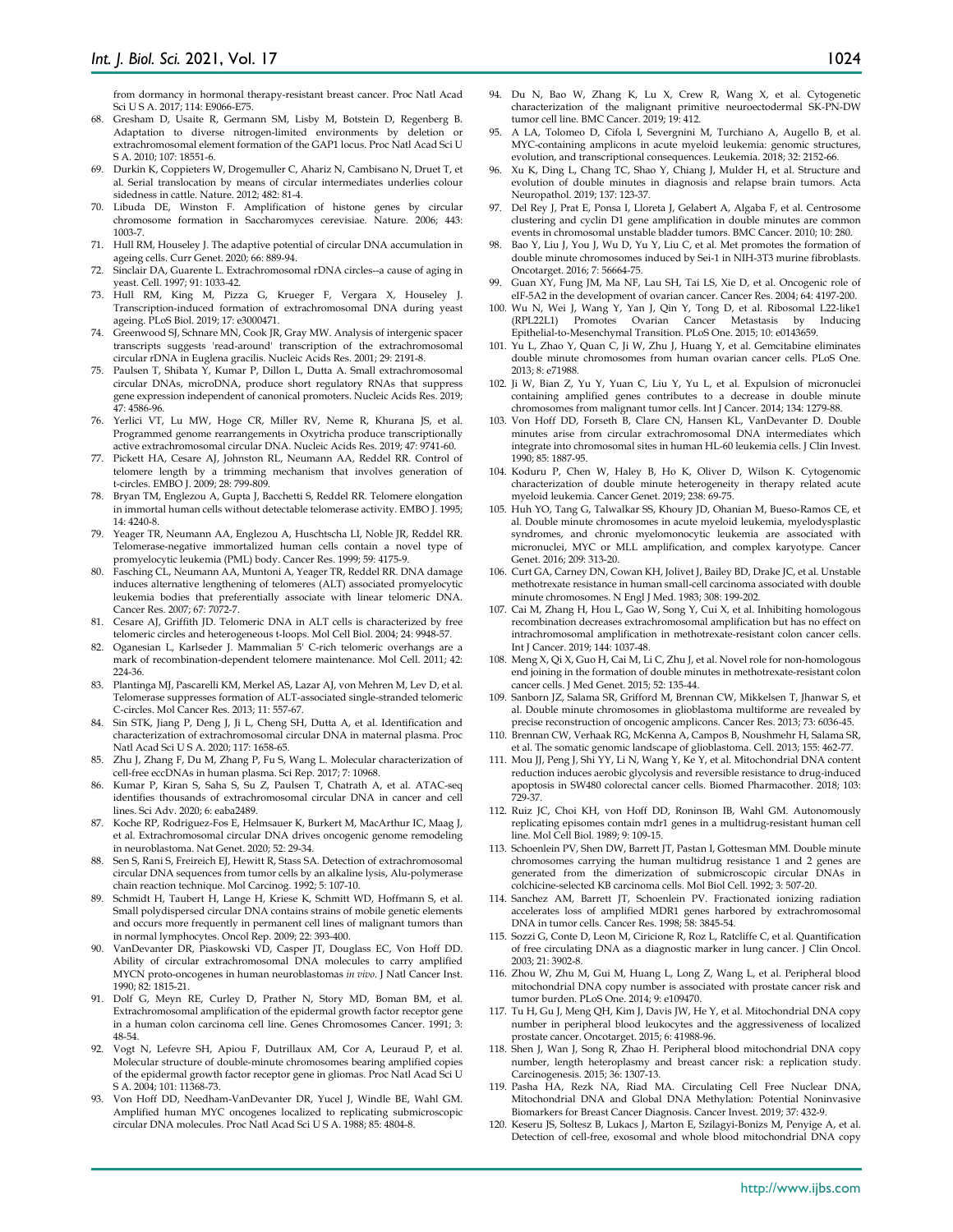from dormancy in hormonal therapy-resistant breast cancer. Proc Natl Acad Sci U S A. 2017; 114: E9066-E75.

68. Gresham D, Usaite R, Germann SM, Lisby M, Botstein D, Regenberg B. Adaptation to diverse nitrogen-limited environments by deletion or extrachromosomal element formation of the GAP1 locus. Proc Natl Acad Sci U S A. 2010; 107: 18551-6.
69. Durkin K, Coppieters W, Drogemuller C, Ahariz N, Cambisano N, Druet T, et al. Serial translocation by means of circular intermediates underlies colour sidedness in cattle. Nature. 2012; 482: 81-4.
70. Libuda DE, Winston F. Amplification of histone genes by circular chromosome formation in Saccharomyces cerevisiae. Nature. 2006; 443: 1003-7.
71. Hull RM, Houseley J. The adaptive potential of circular DNA accumulation in ageing cells. Curr Genet. 2020; 66: 889-94.
72. Sinclair DA, Guarente L. Extrachromosomal rDNA circles--a cause of aging in yeast. Cell. 1997; 91: 1033-42.
73. Hull RM, King M, Pizza G, Krueger F, Vergara X, Houseley J. Transcription-induced formation of extrachromosomal DNA during yeast ageing. PLoS Biol. 2019; 17: e3000471.
74. Greenwood SJ, Schnare MN, Cook JR, Gray MW. Analysis of intergenic spacer transcripts suggests 'read-around' transcription of the extrachromosomal circular rDNA in Euglena gracilis. Nucleic Acids Res. 2001; 29: 2191-8.
75. Paulsen T, Shibata Y, Kumar P, Dillon L, Dutta A. Small extrachromosomal circular DNAs, microDNA, produce short regulatory RNAs that suppress gene expression independent of canonical promoters. Nucleic Acids Res. 2019; 47: 4586-96.
76. Yerlici VT, Lu MW, Hoge CR, Miller RV, Neme R, Khurana JS, et al. Programmed genome rearrangements in Oxytricha produce transcriptionally active extrachromosomal circular DNA. Nucleic Acids Res. 2019; 47: 9741-60.
77. Pickett HA, Cesare AJ, Johnston RL, Neumann AA, Reddel RR. Control of telomere length by a trimming mechanism that involves generation of t-circles. EMBO J. 2009; 28: 799-809.
78. Bryan TM, Englezou A, Gupta J, Bacchetti S, Reddel RR. Telomere elongation in immortal human cells without detectable telomerase activity. EMBO J. 1995; 14: 4240-8.
79. Yeager TR, Neumann AA, Englezou A, Huschtscha LI, Noble JR, Reddel RR. Telomerase-negative immortalized human cells contain a novel type of promyelocytic leukemia (PML) body. Cancer Res. 1999; 59: 4175-9.
80. Fasching CL, Neumann AA, Muntoni A, Yeager TR, Reddel RR. DNA damage induces alternative lengthening of telomeres (ALT) associated promyelocytic leukemia bodies that preferentially associate with linear telomeric DNA. Cancer Res. 2007; 67: 7072-7.
81. Cesare AJ, Griffith JD. Telomeric DNA in ALT cells is characterized by free telomeric circles and heterogeneous t-loops. Mol Cell Biol. 2004; 24: 9948-57.
82. Oganesian L, Karlseder J. Mammalian 5' C-rich telomeric overhangs are a mark of recombination-dependent telomere maintenance. Mol Cell. 2011; 42: 224-36.
83. Plantinga MJ, Pascarelli KM, Merkel AS, Lazar AJ, von Mehren M, Lev D, et al. Telomerase suppresses formation of ALT-associated single-stranded telomeric C-circles. Mol Cancer Res. 2013; 11: 557-67.
84. Sin STK, Jiang P, Deng J, Ji L, Cheng SH, Dutta A, et al. Identification and characterization of extrachromosomal circular DNA in maternal plasma. Proc Natl Acad Sci U S A. 2020; 117: 1658-65.
85. Zhu J, Zhang F, Du M, Zhang P, Fu S, Wang L. Molecular characterization of cell-free eccDNAs in human plasma. Sci Rep. 2017; 7: 10968.
86. Kumar P, Kiran S, Saha S, Su Z, Paulsen T, Chatrath A, et al. ATAC-seq identifies thousands of extrachromosomal circular DNA in cancer and cell lines. Sci Adv. 2020; 6: eaba2489.
87. Koche RP, Rodriguez-Fos E, Helmsauer K, Burkert M, MacArthur IC, Maag J, et al. Extrachromosomal circular DNA drives oncogenic genome remodeling in neuroblastoma. Nat Genet. 2020; 52: 29-34.
88. Sen S, Rani S, Freireich EJ, Hewitt R, Stass SA. Detection of extrachromosomal circular DNA sequences from tumor cells by an alkaline lysis, Alu-polymerase chain reaction technique. Mol Carcinog. 1992; 5: 107-10.
89. Schmidt H, Taubert H, Lange H, Kriese K, Schmitt WD, Hoffmann S, et al. Small polydispersed circular DNA contains strains of mobile genetic elements and occurs more frequently in permanent cell lines of malignant tumors than in normal lymphocytes. Oncol Rep. 2009; 22: 393-400.
90. VanDevanter DR, Piaskowski VD, Casper JT, Douglass EC, Von Hoff DD. Ability of circular extrachromosomal DNA molecules to carry amplified MYCN proto-oncogenes in human neuroblastomas *in vivo*. J Natl Cancer Inst. 1990; 82: 1815-21.
91. Dolf G, Meyn RE, Curley D, Prather N, Story MD, Boman BM, et al. Extrachromosomal amplification of the epidermal growth factor receptor gene in a human colon carcinoma cell line. Genes Chromosomes Cancer. 1991; 3: 48-54.
92. Vogt N, Lefevre SH, Apiou F, Dutrillaux AM, Cor A, Leuraud P, et al. Molecular structure of double-minute chromosomes bearing amplified copies of the epidermal growth factor receptor gene in gliomas. Proc Natl Acad Sci U S A. 2004; 101: 11368-73.
93. Von Hoff DD, Needham-VanDevanter DR, Yucel J, Windle BE, Wahl GM. Amplified human MYC oncogenes localized to replicating submicroscopic circular DNA molecules. Proc Natl Acad Sci U S A. 1988; 85: 4804-8.
94. Du N, Bao W, Zhang K, Lu X, Crew R, Wang X, et al. Cytogenetic characterization of the malignant primitive neuroectodermal SK-PN-DW tumor cell line. BMC Cancer. 2019; 19: 412.
95. A LA, Tolomeo D, Cifola I, Severgnini M, Turchiano A, Augello B, et al. MYC-containing amplicons in acute myeloid leukemia: genomic structures, evolution, and transcriptional consequences. Leukemia. 2018; 32: 2152-66.
96. Xu K, Ding L, Chang TC, Shao Y, Chiang J, Mulder H, et al. Structure and evolution of double minutes in diagnosis and relapse brain tumors. Acta Neuropathol. 2019; 137: 123-37.
97. Del Rey J, Prat E, Ponsa I, Lloreta J, Gelabert A, Algaba F, et al. Centrosome clustering and cyclin D1 gene amplification in double minutes are common events in chromosomal unstable bladder tumors. BMC Cancer. 2010; 10: 280.
98. Bao Y, Liu J, You J, Wu D, Yu Y, Liu C, et al. Met promotes the formation of double minute chromosomes induced by Sei-1 in NIH-3T3 murine fibroblasts. Oncotarget. 2016; 7: 56664-75.
99. Guan XY, Fung JM, Ma NF, Lau SH, Tai LS, Xie D, et al. Oncogenic role of eIF-5A2 in the development of ovarian cancer. Cancer Res. 2004; 64: 4197-200.
100. Wu N, Wei J, Wang Y, Yan J, Qin Y, Tong D, et al. Ribosomal L22-like1 (RPL22L1) Promotes Ovarian Cancer Metastasis by Inducing Epithelial-to-Mesenchymal Transition. PLoS One. 2015; 10: e0143659.
101. Yu L, Zhao Y, Quan C, Ji W, Zhu J, Huang Y, et al. Gemcitabine eliminates double minute chromosomes from human ovarian cancer cells. PLoS One. 2013; 8: e71988.
102. Ji W, Bian Z, Yu Y, Yuan C, Liu Y, Yu L, et al. Expulsion of micronuclei containing amplified genes contributes to a decrease in double minute chromosomes from malignant tumor cells. Int J Cancer. 2014; 134: 1279-88.
103. Von Hoff DD, Forseth B, Clare CN, Hansen KL, VanDevanter D. Double minutes arise from circular extrachromosomal DNA intermediates which integrate into chromosomal sites in human HL-60 leukemia cells. J Clin Invest. 1990; 85: 1887-95.
104. Koduru P, Chen W, Haley B, Ho K, Oliver D, Wilson K. Cytogenomic characterization of double minute heterogeneity in therapy related acute myeloid leukemia. Cancer Genet. 2019; 238: 69-75.
105. Huh YO, Tang G, Talwalkar SS, Khoury JD, Ohanian M, Bueso-Ramos CE, et al. Double minute chromosomes in acute myeloid leukemia, myelodysplastic syndromes, and chronic myelomonocytic leukemia are associated with micronuclei, MYC or MLL amplification, and complex karyotype. Cancer Genet. 2016; 209: 313-20.
106. Curt GA, Carney DN, Cowan KH, Jolivet J, Bailey BD, Drake JC, et al. Unstable methotrexate resistance in human small-cell carcinoma associated with double minute chromosomes. N Engl J Med. 1983; 308: 199-202.
107. Cai M, Zhang H, Hou L, Gao W, Song Y, Cui X, et al. Inhibiting homologous recombination decreases extrachromosomal amplification but has no effect on intrachromosomal amplification in methotrexate-resistant colon cancer cells. Int J Cancer. 2019; 144: 1037-48.
108. Meng X, Qi X, Guo H, Cai M, Li C, Zhu J, et al. Novel role for non-homologous end joining in the formation of double minutes in methotrexate-resistant colon cancer cells. J Med Genet. 2015; 52: 135-44.
109. Sanborn JZ, Salama SR, Grifford M, Brennan CW, Mikkelsen T, Jhanwar S, et al. Double minute chromosomes in glioblastoma multiforme are revealed by precise reconstruction of oncogenic amplicons. Cancer Res. 2013; 73: 6036-45.
110. Brennan CW, Verhaak RG, McKenna A, Campos B, Noushmehr H, Salama SR, et al. The somatic genomic landscape of glioblastoma. Cell. 2013; 155: 462-77.
111. Mou JJ, Peng J, Shi YY, Li N, Wang Y, Ke Y, et al. Mitochondrial DNA content reduction induces aerobic glycolysis and reversible resistance to drug-induced apoptosis in SW480 colorectal cancer cells. Biomed Pharmacother. 2018; 103: 729-37.
112. Ruiz JC, Choi KH, von Hoff DD, Roninson IB, Wahl GM. Autonomously replicating episomes contain mdr1 genes in a multidrug-resistant human cell line. Mol Cell Biol. 1989; 9: 109-15.
113. Schoenlein PV, Shen DW, Barrett JT, Pastan I, Gottesman MM. Double minute chromosomes carrying the human multidrug resistance 1 and 2 genes are generated from the dimerization of submicroscopic circular DNAs in colchicine-selected KB carcinoma cells. Mol Biol Cell. 1992; 3: 507-20.
114. Sanchez AM, Barrett JT, Schoenlein PV. Fractionated ionizing radiation accelerates loss of amplified MDR1 genes harbored by extrachromosomal DNA in tumor cells. Cancer Res. 1998; 58: 3845-54.
115. Sozzi G, Conte D, Leon M, Ciricione R, Roz L, Ratcliffe C, et al. Quantification of free circulating DNA as a diagnostic marker in lung cancer. J Clin Oncol. 2003; 21: 3902-8.
116. Zhou W, Zhu M, Gui M, Huang L, Long Z, Wang L, et al. Peripheral blood mitochondrial DNA copy number is associated with prostate cancer risk and tumor burden. PLoS One. 2014; 9: e109470.
117. Tu H, Gu J, Meng QH, Kim J, Davis JW, He Y, et al. Mitochondrial DNA copy number in peripheral blood leukocytes and the aggressiveness of localized prostate cancer. Oncotarget. 2015; 6: 41988-96.
118. Shen J, Wan J, Song R, Zhao H. Peripheral blood mitochondrial DNA copy number, length heteroplasmy and breast cancer risk: a replication study. Carcinogenesis. 2015; 36: 1307-13.
119. Pasha HA, Rezk NA, Riad MA. Circulating Cell Free Nuclear DNA, Mitochondrial DNA and Global DNA Methylation: Potential Noninvasive Biomarkers for Breast Cancer Diagnosis. Cancer Invest. 2019; 37: 432-9.
120. Keseru JS, Soltesz B, Lukacs J, Marton E, Szilagyi-Bonizs M, Penyige A, et al. Detection of cell-free, exosomal and whole blood mitochondrial DNA copy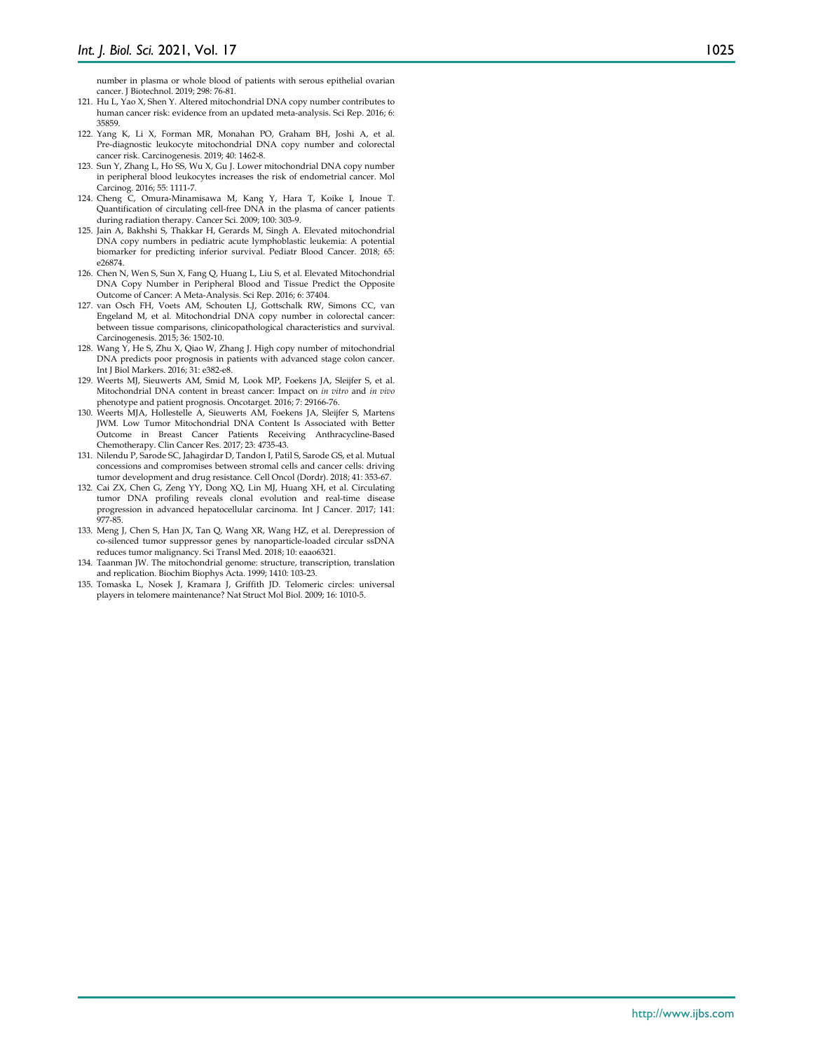number in plasma or whole blood of patients with serous epithelial ovarian cancer. J Biotechnol. 2019; 298: 76-81.

121. Hu L, Yao X, Shen Y. Altered mitochondrial DNA copy number contributes to human cancer risk: evidence from an updated meta-analysis. Sci Rep. 2016; 6: 35859.
122. Yang K, Li X, Forman MR, Monahan PO, Graham BH, Joshi A, et al. Pre-diagnostic leukocyte mitochondrial DNA copy number and colorectal cancer risk. Carcinogenesis. 2019; 40: 1462-8.
123. Sun Y, Zhang L, Ho SS, Wu X, Gu J. Lower mitochondrial DNA copy number in peripheral blood leukocytes increases the risk of endometrial cancer. Mol Carcinog. 2016; 55: 1111-7.
124. Cheng C, Omura-Minamisawa M, Kang Y, Hara T, Koike I, Inoue T. Quantification of circulating cell-free DNA in the plasma of cancer patients during radiation therapy. Cancer Sci. 2009; 100: 303-9.
125. Jain A, Bakhshi S, Thakkar H, Gerards M, Singh A. Elevated mitochondrial DNA copy numbers in pediatric acute lymphoblastic leukemia: A potential biomarker for predicting inferior survival. Pediatr Blood Cancer. 2018; 65: e26874.
126. Chen N, Wen S, Sun X, Fang Q, Huang L, Liu S, et al. Elevated Mitochondrial DNA Copy Number in Peripheral Blood and Tissue Predict the Opposite Outcome of Cancer: A Meta-Analysis. Sci Rep. 2016; 6: 37404.
127. van Osch FH, Voets AM, Schouten LJ, Gottschalk RW, Simons CC, van Engeland M, et al. Mitochondrial DNA copy number in colorectal cancer: between tissue comparisons, clinicopathological characteristics and survival. Carcinogenesis. 2015; 36: 1502-10.
128. Wang Y, He S, Zhu X, Qiao W, Zhang J. High copy number of mitochondrial DNA predicts poor prognosis in patients with advanced stage colon cancer. Int J Biol Markers. 2016; 31: e382-e8.
129. Weerts MJ, Sieuwerts AM, Smid M, Look MP, Foekens JA, Sleijfer S, et al. Mitochondrial DNA content in breast cancer: Impact on *in vitro* and *in vivo* phenotype and patient prognosis. Oncotarget. 2016; 7: 29166-76.
130. Weerts MJA, Hollestelle A, Sieuwerts AM, Foekens JA, Sleijfer S, Martens JWM. Low Tumor Mitochondrial DNA Content Is Associated with Better Outcome in Breast Cancer Patients Receiving Anthracycline-Based Chemotherapy. Clin Cancer Res. 2017; 23: 4735-43.
131. Nilendu P, Sarode SC, Jahagirdar D, Tandon I, Patil S, Sarode GS, et al. Mutual concessions and compromises between stromal cells and cancer cells: driving tumor development and drug resistance. Cell Oncol (Dordr). 2018; 41: 353-67.
132. Cai ZX, Chen G, Zeng YY, Dong XQ, Lin MJ, Huang XH, et al. Circulating tumor DNA profiling reveals clonal evolution and real-time disease progression in advanced hepatocellular carcinoma. Int J Cancer. 2017; 141: 977-85.
133. Meng J, Chen S, Han JX, Tan Q, Wang XR, Wang HZ, et al. Derepression of co-silenced tumor suppressor genes by nanoparticle-loaded circular ssDNA reduces tumor malignancy. Sci Transl Med. 2018; 10: eaao6321.
134. Taanman JW. The mitochondrial genome: structure, transcription, translation and replication. Biochim Biophys Acta. 1999; 1410: 103-23.
135. Tomaska L, Nosek J, Kramara J, Griffith JD. Telomeric circles: universal players in telomere maintenance? Nat Struct Mol Biol. 2009; 16: 1010-5.